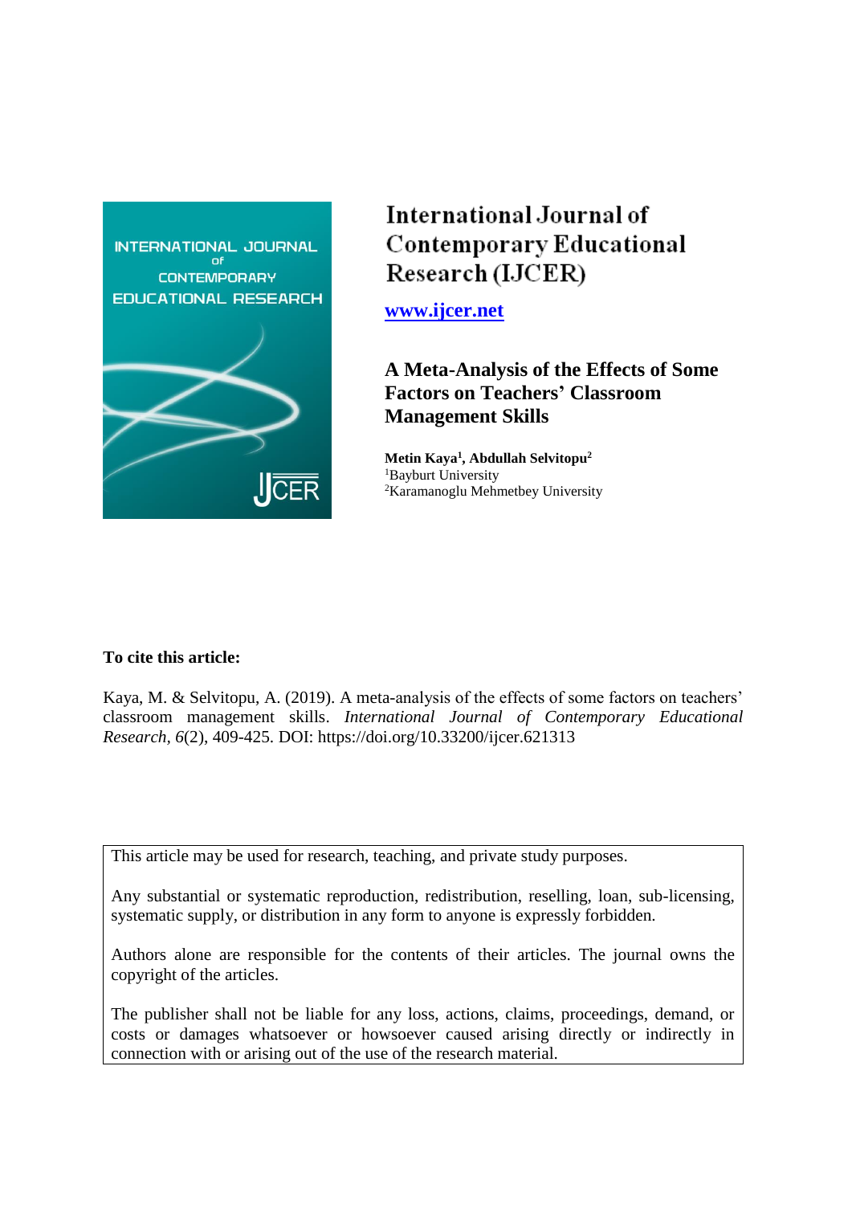# International Journal of Contemporary Educational Research (IJCER)

**www.ijcer.net**

## A Meta-Analysis of the Effects of Some Factors on Teachers' Classroom Management Skills

**Metin Kaya[1], Abdullah Selvitopu[2]**

[1]Bayburt University

[2]Karamanoglu Mehmetbey University

**To cite this article:**

Kaya, M. & Selvitopu, A. (2019). A meta-analysis of the effects of some factors on teachers' classroom management skills. *International Journal of Contemporary Educational Research*, *6*(2), 409-425. DOI: https://doi.org/10.33200/ijcer.621313

This article may be used for research, teaching, and private study purposes.

Any substantial or systematic reproduction, redistribution, reselling, loan, sub-licensing, systematic supply, or distribution in any form to anyone is expressly forbidden.

Authors alone are responsible for the contents of their articles. The journal owns the copyright of the articles.

The publisher shall not be liable for any loss, actions, claims, proceedings, demand, or costs or damages whatsoever or howsoever caused arising directly or indirectly in connection with or arising out of the use of the research material.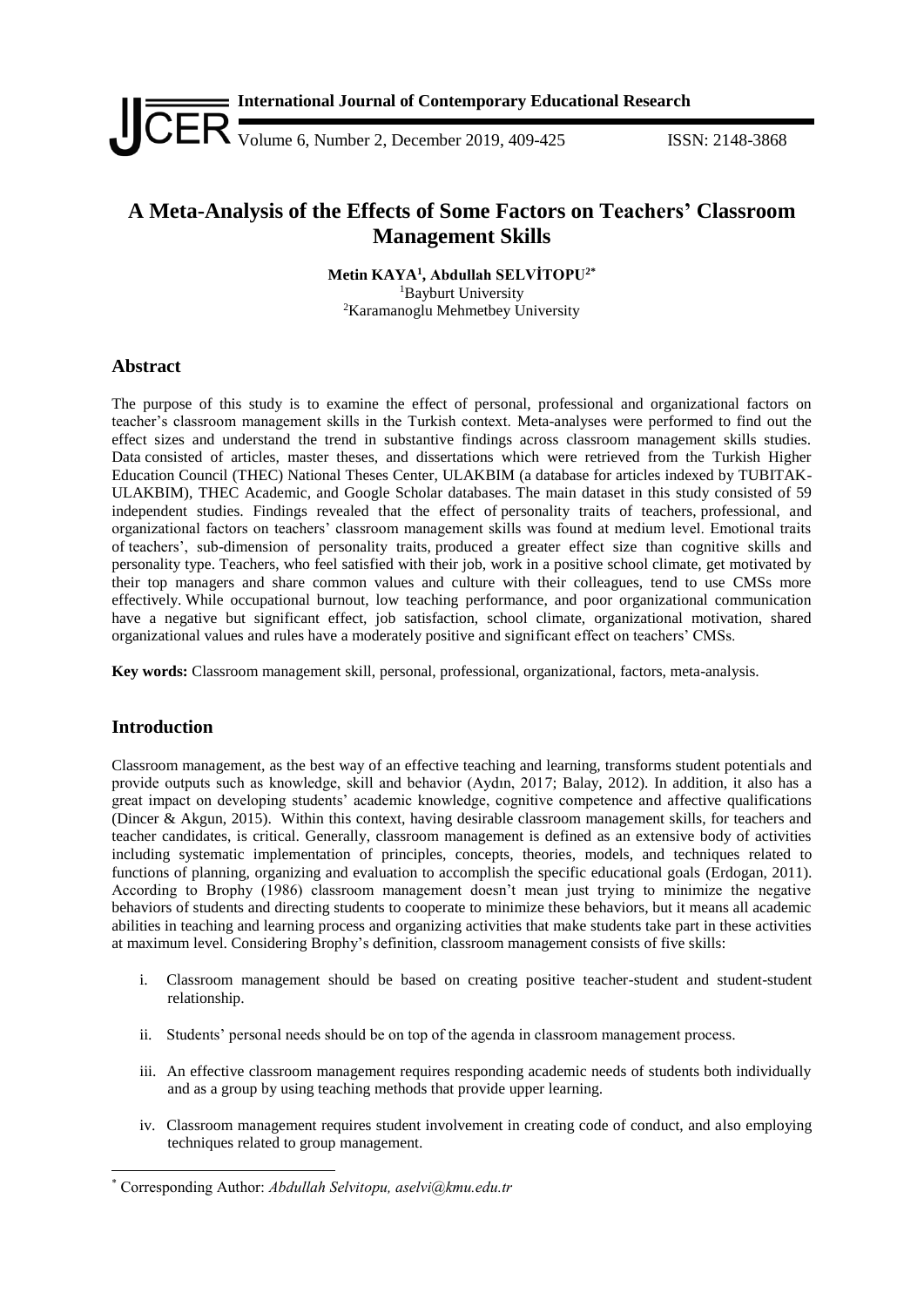# A Meta-Analysis of the Effects of Some Factors on Teachers' Classroom Management Skills

**Metin KAYA[1], Abdullah SELVİTOPU[2*]**

[1]Bayburt University

[2]Karamanoglu Mehmetbey University

## Abstract

The purpose of this study is to examine the effect of personal, professional and organizational factors on teacher's classroom management skills in the Turkish context. Meta-analyses were performed to find out the effect sizes and understand the trend in substantive findings across classroom management skills studies. Data consisted of articles, master theses, and dissertations which were retrieved from the Turkish Higher Education Council (THEC) National Theses Center, ULAKBIM (a database for articles indexed by TUBITAK-ULAKBIM), THEC Academic, and Google Scholar databases. The main dataset in this study consisted of 59 independent studies. Findings revealed that the effect of personality traits of teachers, professional, and organizational factors on teachers' classroom management skills was found at medium level. Emotional traits of teachers', sub-dimension of personality traits, produced a greater effect size than cognitive skills and personality type. Teachers, who feel satisfied with their job, work in a positive school climate, get motivated by their top managers and share common values and culture with their colleagues, tend to use CMSs more effectively. While occupational burnout, low teaching performance, and poor organizational communication have a negative but significant effect, job satisfaction, school climate, organizational motivation, shared organizational values and rules have a moderately positive and significant effect on teachers' CMSs.

**Key words:** Classroom management skill, personal, professional, organizational, factors, meta-analysis.

## Introduction

Classroom management, as the best way of an effective teaching and learning, transforms student potentials and provide outputs such as knowledge, skill and behavior (Aydın, 2017; Balay, 2012). In addition, it also has a great impact on developing students' academic knowledge, cognitive competence and affective qualifications (Dincer & Akgun, 2015). Within this context, having desirable classroom management skills, for teachers and teacher candidates, is critical. Generally, classroom management is defined as an extensive body of activities including systematic implementation of principles, concepts, theories, models, and techniques related to functions of planning, organizing and evaluation to accomplish the specific educational goals (Erdogan, 2011). According to Brophy (1986) classroom management doesn't mean just trying to minimize the negative behaviors of students and directing students to cooperate to minimize these behaviors, but it means all academic abilities in teaching and learning process and organizing activities that make students take part in these activities at maximum level. Considering Brophy's definition, classroom management consists of five skills:

i. Classroom management should be based on creating positive teacher-student and student-student relationship.

ii. Students' personal needs should be on top of the agenda in classroom management process.

iii. An effective classroom management requires responding academic needs of students both individually and as a group by using teaching methods that provide upper learning.

iv. Classroom management requires student involvement in creating code of conduct, and also employing techniques related to group management.

---

[*] Corresponding Author: *Abdullah Selvitopu, aselvi@kmu.edu.tr*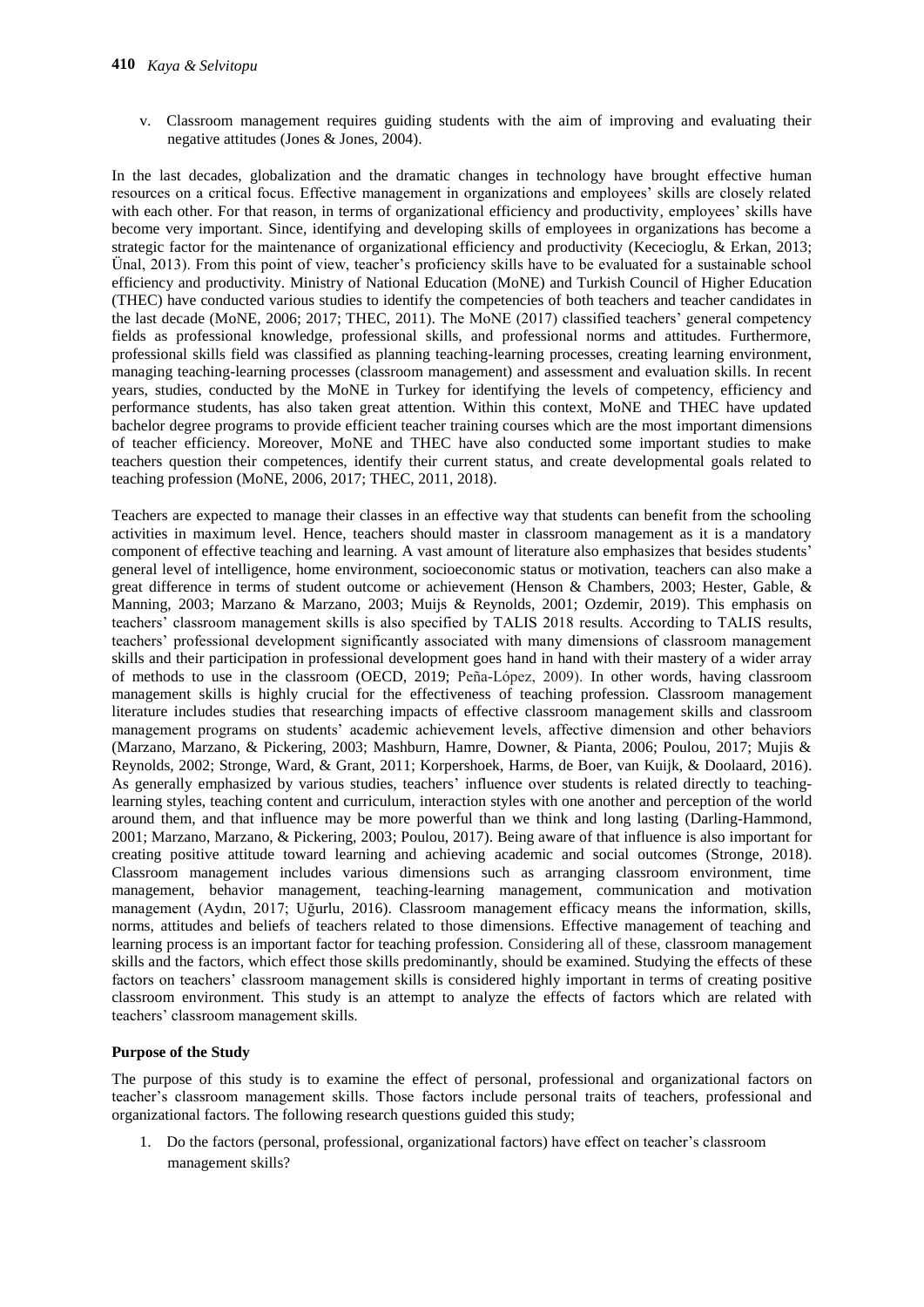v. Classroom management requires guiding students with the aim of improving and evaluating their negative attitudes (Jones & Jones, 2004).

In the last decades, globalization and the dramatic changes in technology have brought effective human resources on a critical focus. Effective management in organizations and employees' skills are closely related with each other. For that reason, in terms of organizational efficiency and productivity, employees' skills have become very important. Since, identifying and developing skills of employees in organizations has become a strategic factor for the maintenance of organizational efficiency and productivity (Kececioglu, & Erkan, 2013; Ünal, 2013). From this point of view, teacher's proficiency skills have to be evaluated for a sustainable school efficiency and productivity. Ministry of National Education (MoNE) and Turkish Council of Higher Education (THEC) have conducted various studies to identify the competencies of both teachers and teacher candidates in the last decade (MoNE, 2006; 2017; THEC, 2011). The MoNE (2017) classified teachers' general competency fields as professional knowledge, professional skills, and professional norms and attitudes. Furthermore, professional skills field was classified as planning teaching-learning processes, creating learning environment, managing teaching-learning processes (classroom management) and assessment and evaluation skills. In recent years, studies, conducted by the MoNE in Turkey for identifying the levels of competency, efficiency and performance students, has also taken great attention. Within this context, MoNE and THEC have updated bachelor degree programs to provide efficient teacher training courses which are the most important dimensions of teacher efficiency. Moreover, MoNE and THEC have also conducted some important studies to make teachers question their competences, identify their current status, and create developmental goals related to teaching profession (MoNE, 2006, 2017; THEC, 2011, 2018).

Teachers are expected to manage their classes in an effective way that students can benefit from the schooling activities in maximum level. Hence, teachers should master in classroom management as it is a mandatory component of effective teaching and learning. A vast amount of literature also emphasizes that besides students' general level of intelligence, home environment, socioeconomic status or motivation, teachers can also make a great difference in terms of student outcome or achievement (Henson & Chambers, 2003; Hester, Gable, & Manning, 2003; Marzano & Marzano, 2003; Muijs & Reynolds, 2001; Ozdemir, 2019). This emphasis on teachers' classroom management skills is also specified by TALIS 2018 results. According to TALIS results, teachers' professional development significantly associated with many dimensions of classroom management skills and their participation in professional development goes hand in hand with their mastery of a wider array of methods to use in the classroom (OECD, 2019; Peña-López, 2009). In other words, having classroom management skills is highly crucial for the effectiveness of teaching profession. Classroom management literature includes studies that researching impacts of effective classroom management skills and classroom management programs on students' academic achievement levels, affective dimension and other behaviors (Marzano, Marzano, & Pickering, 2003; Mashburn, Hamre, Downer, & Pianta, 2006; Poulou, 2017; Mujis & Reynolds, 2002; Stronge, Ward, & Grant, 2011; Korpershoek, Harms, de Boer, van Kuijk, & Doolaard, 2016). As generally emphasized by various studies, teachers' influence over students is related directly to teaching-learning styles, teaching content and curriculum, interaction styles with one another and perception of the world around them, and that influence may be more powerful than we think and long lasting (Darling-Hammond, 2001; Marzano, Marzano, & Pickering, 2003; Poulou, 2017). Being aware of that influence is also important for creating positive attitude toward learning and achieving academic and social outcomes (Stronge, 2018). Classroom management includes various dimensions such as arranging classroom environment, time management, behavior management, teaching-learning management, communication and motivation management (Aydın, 2017; Uğurlu, 2016). Classroom management efficacy means the information, skills, norms, attitudes and beliefs of teachers related to those dimensions. Effective management of teaching and learning process is an important factor for teaching profession. Considering all of these, classroom management skills and the factors, which effect those skills predominantly, should be examined. Studying the effects of these factors on teachers' classroom management skills is considered highly important in terms of creating positive classroom environment. This study is an attempt to analyze the effects of factors which are related with teachers' classroom management skills.

**Purpose of the Study**

The purpose of this study is to examine the effect of personal, professional and organizational factors on teacher's classroom management skills. Those factors include personal traits of teachers, professional and organizational factors. The following research questions guided this study;

1. Do the factors (personal, professional, organizational factors) have effect on teacher's classroom management skills?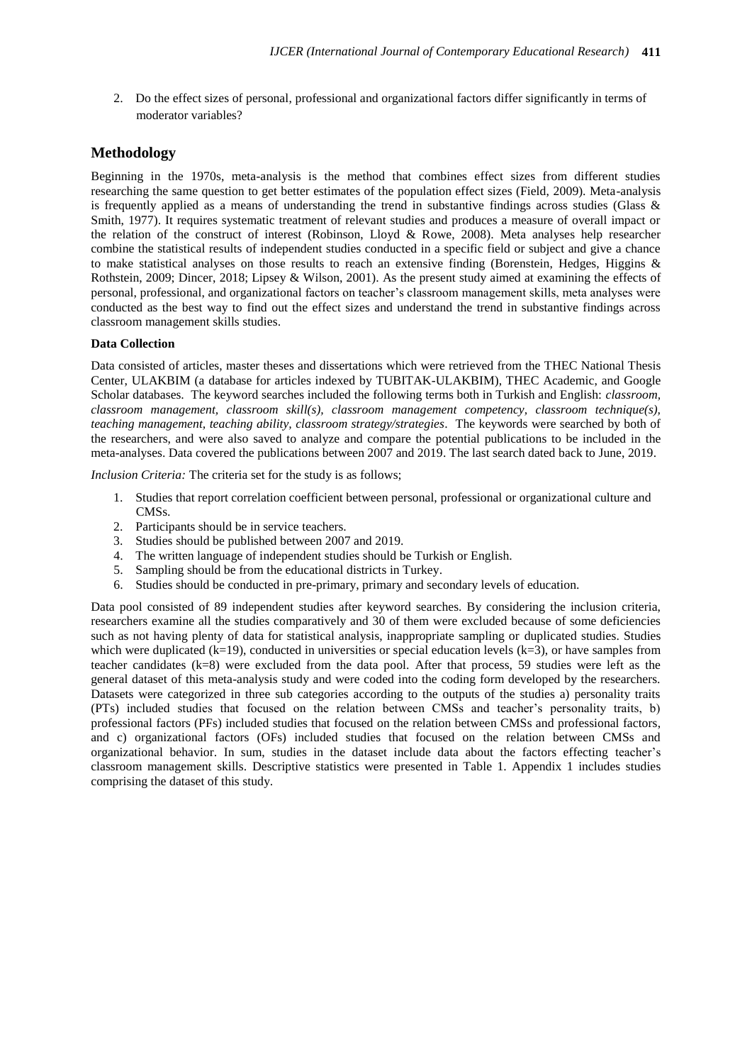2. Do the effect sizes of personal, professional and organizational factors differ significantly in terms of moderator variables?

## Methodology

Beginning in the 1970s, meta-analysis is the method that combines effect sizes from different studies researching the same question to get better estimates of the population effect sizes (Field, 2009). Meta-analysis is frequently applied as a means of understanding the trend in substantive findings across studies (Glass & Smith, 1977). It requires systematic treatment of relevant studies and produces a measure of overall impact or the relation of the construct of interest (Robinson, Lloyd & Rowe, 2008). Meta analyses help researcher combine the statistical results of independent studies conducted in a specific field or subject and give a chance to make statistical analyses on those results to reach an extensive finding (Borenstein, Hedges, Higgins & Rothstein, 2009; Dincer, 2018; Lipsey & Wilson, 2001). As the present study aimed at examining the effects of personal, professional, and organizational factors on teacher's classroom management skills, meta analyses were conducted as the best way to find out the effect sizes and understand the trend in substantive findings across classroom management skills studies.

### Data Collection

Data consisted of articles, master theses and dissertations which were retrieved from the THEC National Thesis Center, ULAKBIM (a database for articles indexed by TUBITAK-ULAKBIM), THEC Academic, and Google Scholar databases. The keyword searches included the following terms both in Turkish and English: *classroom, classroom management, classroom skill(s), classroom management competency, classroom technique(s), teaching management, teaching ability, classroom strategy/strategies*. The keywords were searched by both of the researchers, and were also saved to analyze and compare the potential publications to be included in the meta-analyses. Data covered the publications between 2007 and 2019. The last search dated back to June, 2019.

*Inclusion Criteria:* The criteria set for the study is as follows;

1. Studies that report correlation coefficient between personal, professional or organizational culture and CMSs.
2. Participants should be in service teachers.
3. Studies should be published between 2007 and 2019.
4. The written language of independent studies should be Turkish or English.
5. Sampling should be from the educational districts in Turkey.
6. Studies should be conducted in pre-primary, primary and secondary levels of education.

Data pool consisted of 89 independent studies after keyword searches. By considering the inclusion criteria, researchers examine all the studies comparatively and 30 of them were excluded because of some deficiencies such as not having plenty of data for statistical analysis, inappropriate sampling or duplicated studies. Studies which were duplicated (k=19), conducted in universities or special education levels (k=3), or have samples from teacher candidates (k=8) were excluded from the data pool. After that process, 59 studies were left as the general dataset of this meta-analysis study and were coded into the coding form developed by the researchers. Datasets were categorized in three sub categories according to the outputs of the studies a) personality traits (PTs) included studies that focused on the relation between CMSs and teacher's personality traits, b) professional factors (PFs) included studies that focused on the relation between CMSs and professional factors, and c) organizational factors (OFs) included studies that focused on the relation between CMSs and organizational behavior. In sum, studies in the dataset include data about the factors effecting teacher's classroom management skills. Descriptive statistics were presented in Table 1. Appendix 1 includes studies comprising the dataset of this study.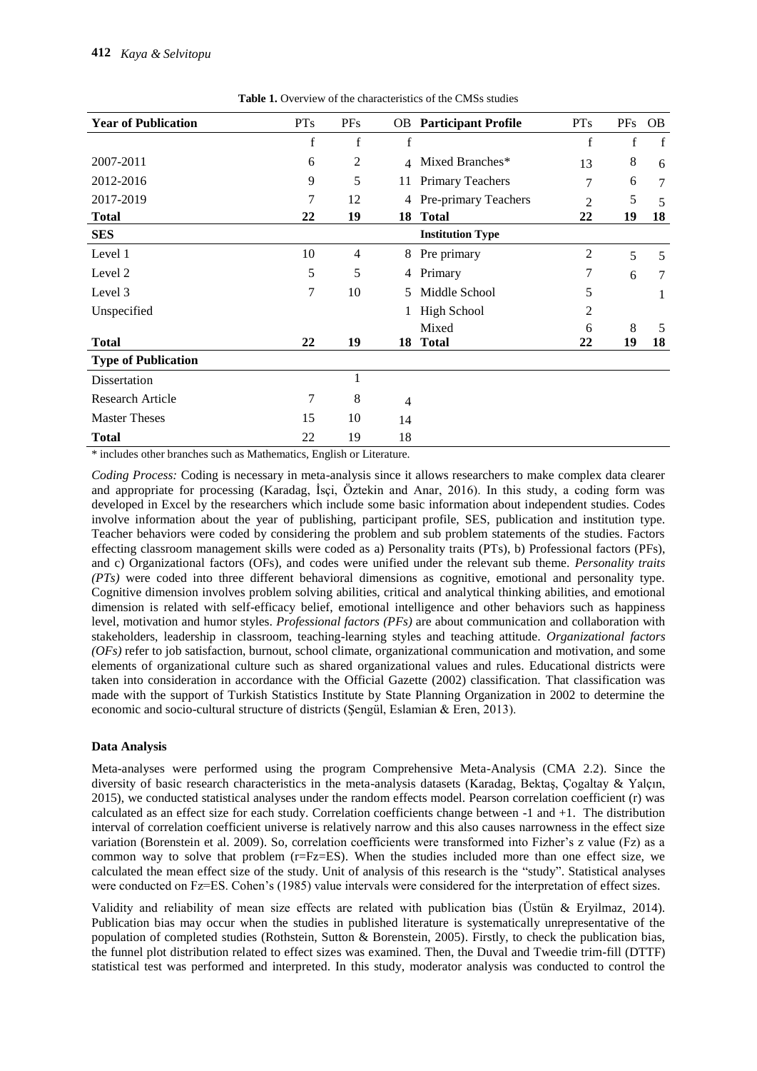**Table 1.** Overview of the characteristics of the CMSs studies

| Year of Publication | PTs | PFs | OB | Participant Profile | PTs | PFs | OB |
|---|---|---|---|---|---|---|---|
| | f | f | f | | f | f | f |
| 2007-2011 | 6 | 2 | 4 | Mixed Branches* | 13 | 8 | 6 |
| 2012-2016 | 9 | 5 | 11 | Primary Teachers | 7 | 6 | 7 |
| 2017-2019 | 7 | 12 | 4 | Pre-primary Teachers | 2 | 5 | 5 |
| **Total** | **22** | **19** | **18** | **Total** | **22** | **19** | **18** |
| **SES** | | | | **Institution Type** | | | |
| Level 1 | 10 | 4 | 8 | Pre primary | 2 | 5 | 5 |
| Level 2 | 5 | 5 | 4 | Primary | 7 | 6 | 7 |
| Level 3 | 7 | 10 | 5 | Middle School | 5 | | 1 |
| Unspecified | | | 1 | High School | 2 | | |
| | | | | Mixed | 6 | 8 | 5 |
| **Total** | **22** | **19** | **18** | **Total** | **22** | **19** | **18** |
| **Type of Publication** | | | | | | | |
| Dissertation | | 1 | | | | | |
| Research Article | 7 | 8 | 4 | | | | |
| Master Theses | 15 | 10 | 14 | | | | |
| **Total** | 22 | 19 | 18 | | | | |

\* includes other branches such as Mathematics, English or Literature.

*Coding Process:* Coding is necessary in meta-analysis since it allows researchers to make complex data clearer and appropriate for processing (Karadag, İşçi, Öztekin and Anar, 2016). In this study, a coding form was developed in Excel by the researchers which include some basic information about independent studies. Codes involve information about the year of publishing, participant profile, SES, publication and institution type. Teacher behaviors were coded by considering the problem and sub problem statements of the studies. Factors effecting classroom management skills were coded as a) Personality traits (PTs), b) Professional factors (PFs), and c) Organizational factors (OFs), and codes were unified under the relevant sub theme. *Personality traits (PTs)* were coded into three different behavioral dimensions as cognitive, emotional and personality type. Cognitive dimension involves problem solving abilities, critical and analytical thinking abilities, and emotional dimension is related with self-efficacy belief, emotional intelligence and other behaviors such as happiness level, motivation and humor styles. *Professional factors (PFs)* are about communication and collaboration with stakeholders, leadership in classroom, teaching-learning styles and teaching attitude. *Organizational factors (OFs)* refer to job satisfaction, burnout, school climate, organizational communication and motivation, and some elements of organizational culture such as shared organizational values and rules. Educational districts were taken into consideration in accordance with the Official Gazette (2002) classification. That classification was made with the support of Turkish Statistics Institute by State Planning Organization in 2002 to determine the economic and socio-cultural structure of districts (Şengül, Eslamian & Eren, 2013).

### Data Analysis

Meta-analyses were performed using the program Comprehensive Meta-Analysis (CMA 2.2). Since the diversity of basic research characteristics in the meta-analysis datasets (Karadag, Bektaş, Çogaltay & Yalçın, 2015), we conducted statistical analyses under the random effects model. Pearson correlation coefficient (r) was calculated as an effect size for each study. Correlation coefficients change between -1 and +1. The distribution interval of correlation coefficient universe is relatively narrow and this also causes narrowness in the effect size variation (Borenstein et al. 2009). So, correlation coefficients were transformed into Fizher's z value (Fz) as a common way to solve that problem (r=Fz=ES). When the studies included more than one effect size, we calculated the mean effect size of the study. Unit of analysis of this research is the "study". Statistical analyses were conducted on Fz=ES. Cohen's (1985) value intervals were considered for the interpretation of effect sizes.

Validity and reliability of mean size effects are related with publication bias (Üstün & Eryilmaz, 2014). Publication bias may occur when the studies in published literature is systematically unrepresentative of the population of completed studies (Rothstein, Sutton & Borenstein, 2005). Firstly, to check the publication bias, the funnel plot distribution related to effect sizes was examined. Then, the Duval and Tweedie trim-fill (DTTF) statistical test was performed and interpreted. In this study, moderator analysis was conducted to control the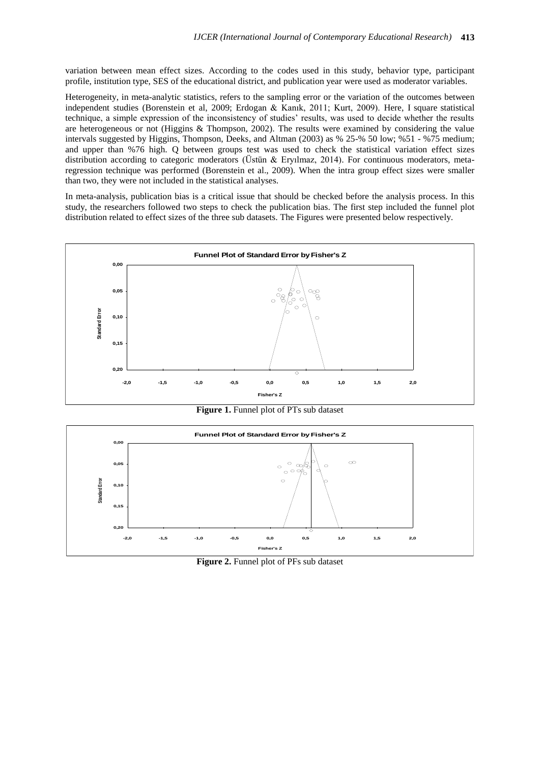variation between mean effect sizes. According to the codes used in this study, behavior type, participant profile, institution type, SES of the educational district, and publication year were used as moderator variables.

Heterogeneity, in meta-analytic statistics, refers to the sampling error or the variation of the outcomes between independent studies (Borenstein et al, 2009; Erdogan & Kanık, 2011; Kurt, 2009). Here, I square statistical technique, a simple expression of the inconsistency of studies' results, was used to decide whether the results are heterogeneous or not (Higgins & Thompson, 2002). The results were examined by considering the value intervals suggested by Higgins, Thompson, Deeks, and Altman (2003) as % 25-% 50 low; %51 - %75 medium; and upper than %76 high. Q between groups test was used to check the statistical variation effect sizes distribution according to categoric moderators (Üstün & Eryılmaz, 2014). For continuous moderators, meta-regression technique was performed (Borenstein et al., 2009). When the intra group effect sizes were smaller than two, they were not included in the statistical analyses.

In meta-analysis, publication bias is a critical issue that should be checked before the analysis process. In this study, the researchers followed two steps to check the publication bias. The first step included the funnel plot distribution related to effect sizes of the three sub datasets. The Figures were presented below respectively.

**Figure 1.** Funnel plot of PTs sub dataset

**Figure 2.** Funnel plot of PFs sub dataset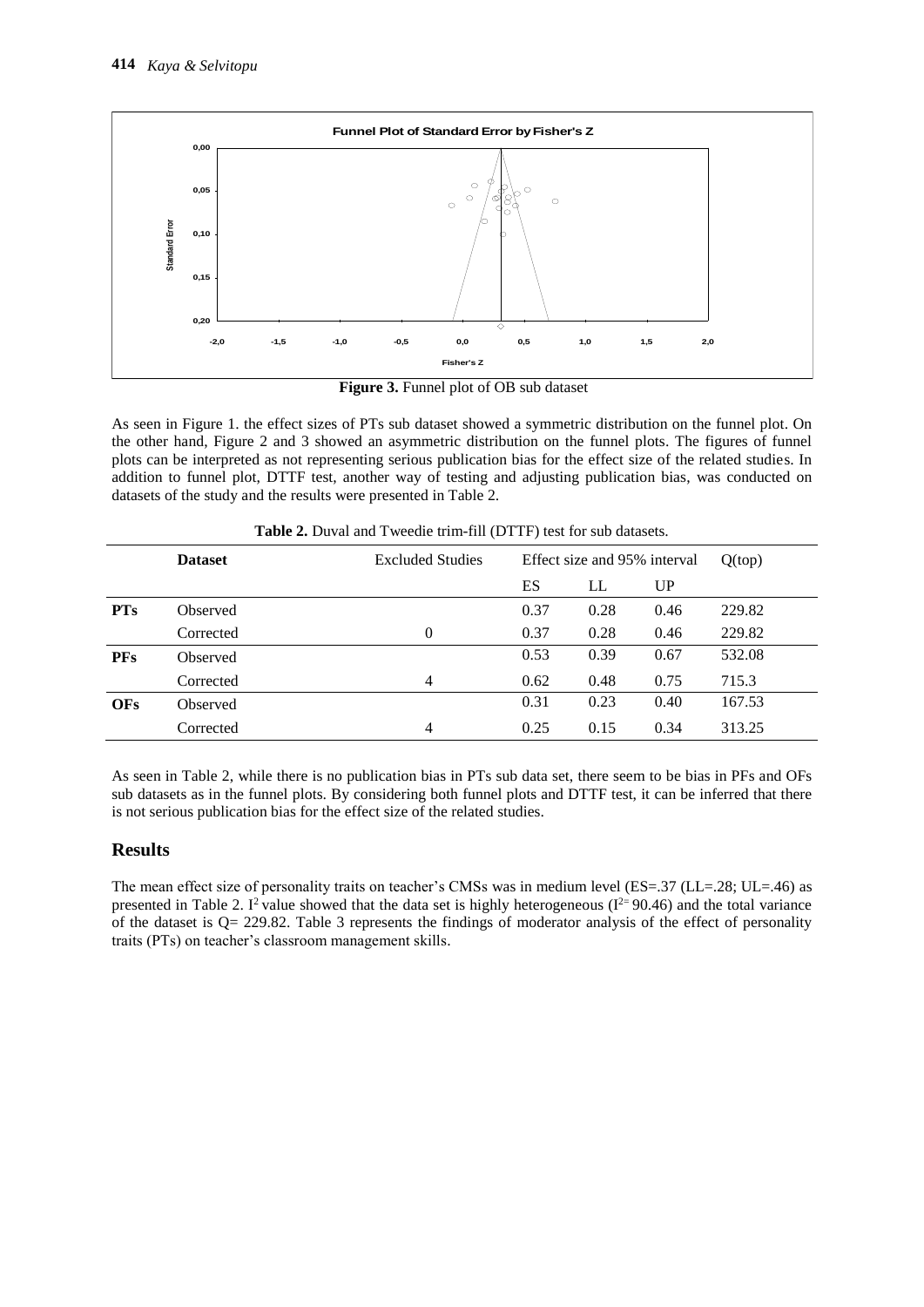**Figure 3.** Funnel plot of OB sub dataset

As seen in Figure 1. the effect sizes of PTs sub dataset showed a symmetric distribution on the funnel plot. On the other hand, Figure 2 and 3 showed an asymmetric distribution on the funnel plots. The figures of funnel plots can be interpreted as not representing serious publication bias for the effect size of the related studies. In addition to funnel plot, DTTF test, another way of testing and adjusting publication bias, was conducted on datasets of the study and the results were presented in Table 2.

**Table 2.** Duval and Tweedie trim-fill (DTTF) test for sub datasets.

| | Dataset | Excluded Studies | Effect size and 95% interval | | | Q(top) |
|---|---|---|---|---|---|---|
| | | | ES | LL | UP | |
| **PTs** | Observed | | 0.37 | 0.28 | 0.46 | 229.82 |
| | Corrected | 0 | 0.37 | 0.28 | 0.46 | 229.82 |
| **PFs** | Observed | | 0.53 | 0.39 | 0.67 | 532.08 |
| | Corrected | 4 | 0.62 | 0.48 | 0.75 | 715.3 |
| **OFs** | Observed | | 0.31 | 0.23 | 0.40 | 167.53 |
| | Corrected | 4 | 0.25 | 0.15 | 0.34 | 313.25 |

As seen in Table 2, while there is no publication bias in PTs sub data set, there seem to be bias in PFs and OFs sub datasets as in the funnel plots. By considering both funnel plots and DTTF test, it can be inferred that there is not serious publication bias for the effect size of the related studies.

## Results

The mean effect size of personality traits on teacher's CMSs was in medium level (ES=.37 (LL=.28; UL=.46) as presented in Table 2. $I^2$ value showed that the data set is highly heterogeneous ($I^2$= 90.46) and the total variance of the dataset is Q= 229.82. Table 3 represents the findings of moderator analysis of the effect of personality traits (PTs) on teacher's classroom management skills.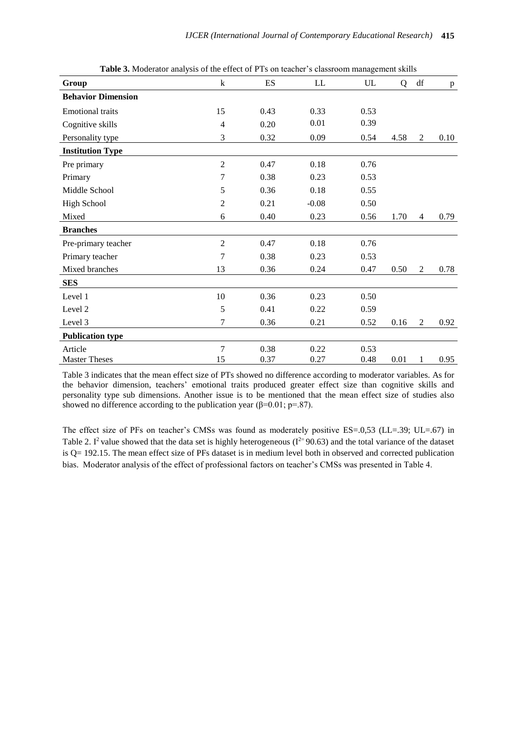**Table 3.** Moderator analysis of the effect of PTs on teacher's classroom management skills

| Group | k | ES | LL | UL | Q | df | p |
|---|---|---|---|---|---|---|---|
| **Behavior Dimension** | | | | | | | |
| Emotional traits | 15 | 0.43 | 0.33 | 0.53 | | | |
| Cognitive skills | 4 | 0.20 | 0.01 | 0.39 | | | |
| Personality type | 3 | 0.32 | 0.09 | 0.54 | 4.58 | 2 | 0.10 |
| **Institution Type** | | | | | | | |
| Pre primary | 2 | 0.47 | 0.18 | 0.76 | | | |
| Primary | 7 | 0.38 | 0.23 | 0.53 | | | |
| Middle School | 5 | 0.36 | 0.18 | 0.55 | | | |
| High School | 2 | 0.21 | -0.08 | 0.50 | | | |
| Mixed | 6 | 0.40 | 0.23 | 0.56 | 1.70 | 4 | 0.79 |
| **Branches** | | | | | | | |
| Pre-primary teacher | 2 | 0.47 | 0.18 | 0.76 | | | |
| Primary teacher | 7 | 0.38 | 0.23 | 0.53 | | | |
| Mixed branches | 13 | 0.36 | 0.24 | 0.47 | 0.50 | 2 | 0.78 |
| **SES** | | | | | | | |
| Level 1 | 10 | 0.36 | 0.23 | 0.50 | | | |
| Level 2 | 5 | 0.41 | 0.22 | 0.59 | | | |
| Level 3 | 7 | 0.36 | 0.21 | 0.52 | 0.16 | 2 | 0.92 |
| **Publication type** | | | | | | | |
| Article | 7 | 0.38 | 0.22 | 0.53 | | | |
| Master Theses | 15 | 0.37 | 0.27 | 0.48 | 0.01 | 1 | 0.95 |

Table 3 indicates that the mean effect size of PTs showed no difference according to moderator variables. As for the behavior dimension, teachers' emotional traits produced greater effect size than cognitive skills and personality type sub dimensions. Another issue is to be mentioned that the mean effect size of studies also showed no difference according to the publication year ($\beta$=0.01; p=.87).

The effect size of PFs on teacher's CMSs was found as moderately positive ES=.0,53 (LL=.39; UL=.67) in Table 2. $I^2$ value showed that the data set is highly heterogeneous ($I^2$= 90.63) and the total variance of the dataset is Q= 192.15. The mean effect size of PFs dataset is in medium level both in observed and corrected publication bias. Moderator analysis of the effect of professional factors on teacher's CMSs was presented in Table 4.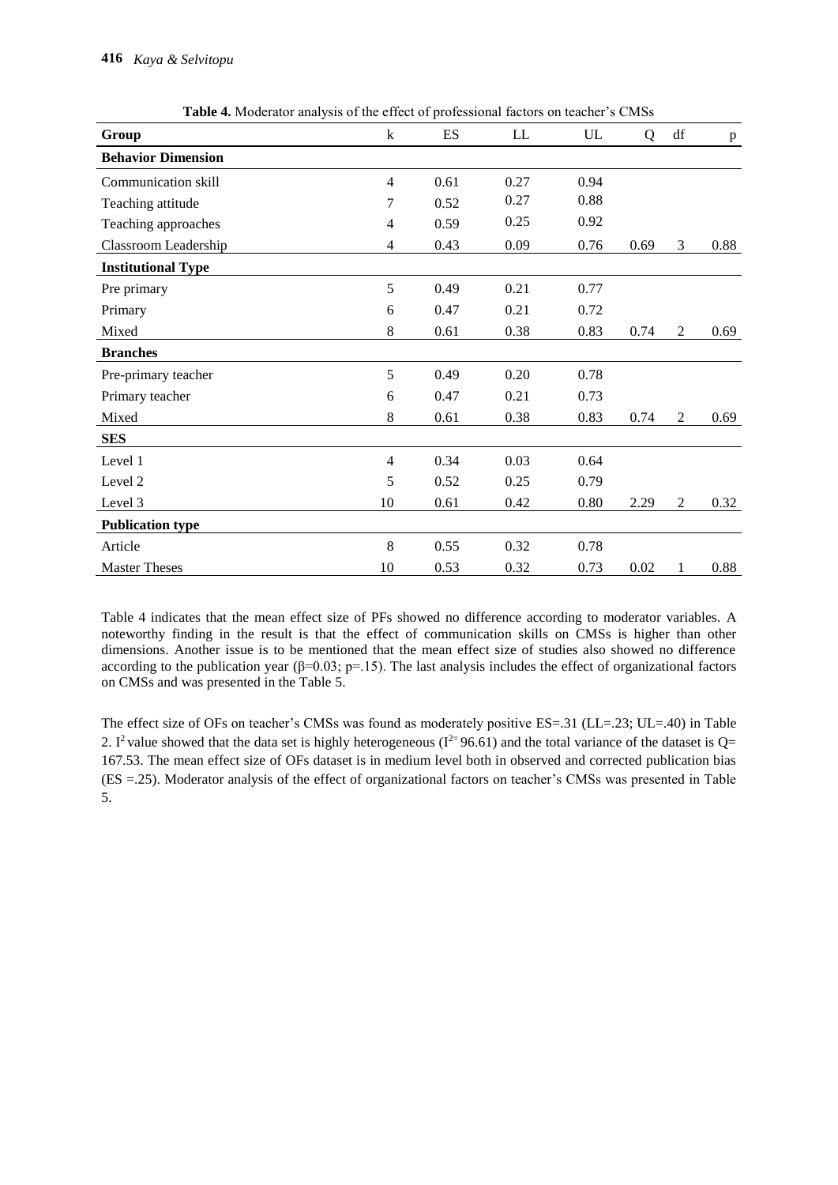**Table 4.** Moderator analysis of the effect of professional factors on teacher's CMSs

| Group | k | ES | LL | UL | Q | df | p |
|---|---|---|---|---|---|---|---|
| **Behavior Dimension** | | | | | | | |
| Communication skill | 4 | 0.61 | 0.27 | 0.94 | | | |
| Teaching attitude | 7 | 0.52 | 0.27 | 0.88 | | | |
| Teaching approaches | 4 | 0.59 | 0.25 | 0.92 | | | |
| Classroom Leadership | 4 | 0.43 | 0.09 | 0.76 | 0.69 | 3 | 0.88 |
| **Institutional Type** | | | | | | | |
| Pre primary | 5 | 0.49 | 0.21 | 0.77 | | | |
| Primary | 6 | 0.47 | 0.21 | 0.72 | | | |
| Mixed | 8 | 0.61 | 0.38 | 0.83 | 0.74 | 2 | 0.69 |
| **Branches** | | | | | | | |
| Pre-primary teacher | 5 | 0.49 | 0.20 | 0.78 | | | |
| Primary teacher | 6 | 0.47 | 0.21 | 0.73 | | | |
| Mixed | 8 | 0.61 | 0.38 | 0.83 | 0.74 | 2 | 0.69 |
| **SES** | | | | | | | |
| Level 1 | 4 | 0.34 | 0.03 | 0.64 | | | |
| Level 2 | 5 | 0.52 | 0.25 | 0.79 | | | |
| Level 3 | 10 | 0.61 | 0.42 | 0.80 | 2.29 | 2 | 0.32 |
| **Publication type** | | | | | | | |
| Article | 8 | 0.55 | 0.32 | 0.78 | | | |
| Master Theses | 10 | 0.53 | 0.32 | 0.73 | 0.02 | 1 | 0.88 |

Table 4 indicates that the mean effect size of PFs showed no difference according to moderator variables. A noteworthy finding in the result is that the effect of communication skills on CMSs is higher than other dimensions. Another issue is to be mentioned that the mean effect size of studies also showed no difference according to the publication year ($\beta$=0.03; p=.15). The last analysis includes the effect of organizational factors on CMSs and was presented in the Table 5.

The effect size of OFs on teacher's CMSs was found as moderately positive ES=.31 (LL=.23; UL=.40) in Table 2. $I^2$ value showed that the data set is highly heterogeneous ($I^{2}$= 96.61) and the total variance of the dataset is Q= 167.53. The mean effect size of OFs dataset is in medium level both in observed and corrected publication bias (ES =.25). Moderator analysis of the effect of organizational factors on teacher's CMSs was presented in Table 5.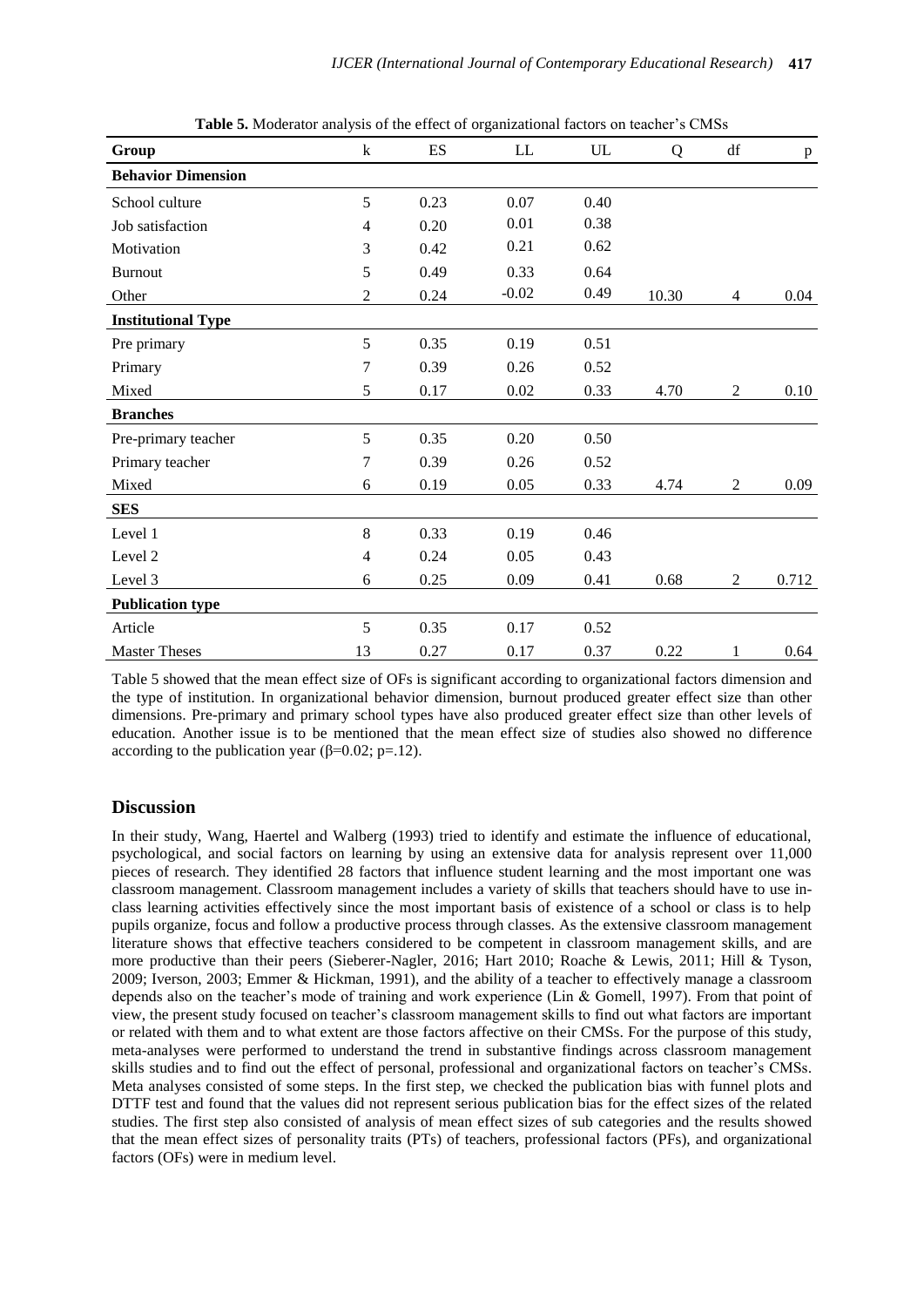**Table 5.** Moderator analysis of the effect of organizational factors on teacher's CMSs

| Group | k | ES | LL | UL | Q | df | p |
|---|---|---|---|---|---|---|---|
| **Behavior Dimension** | | | | | | | |
| School culture | 5 | 0.23 | 0.07 | 0.40 | | | |
| Job satisfaction | 4 | 0.20 | 0.01 | 0.38 | | | |
| Motivation | 3 | 0.42 | 0.21 | 0.62 | | | |
| Burnout | 5 | 0.49 | 0.33 | 0.64 | | | |
| Other | 2 | 0.24 | -0.02 | 0.49 | 10.30 | 4 | 0.04 |
| **Institutional Type** | | | | | | | |
| Pre primary | 5 | 0.35 | 0.19 | 0.51 | | | |
| Primary | 7 | 0.39 | 0.26 | 0.52 | | | |
| Mixed | 5 | 0.17 | 0.02 | 0.33 | 4.70 | 2 | 0.10 |
| **Branches** | | | | | | | |
| Pre-primary teacher | 5 | 0.35 | 0.20 | 0.50 | | | |
| Primary teacher | 7 | 0.39 | 0.26 | 0.52 | | | |
| Mixed | 6 | 0.19 | 0.05 | 0.33 | 4.74 | 2 | 0.09 |
| **SES** | | | | | | | |
| Level 1 | 8 | 0.33 | 0.19 | 0.46 | | | |
| Level 2 | 4 | 0.24 | 0.05 | 0.43 | | | |
| Level 3 | 6 | 0.25 | 0.09 | 0.41 | 0.68 | 2 | 0.712 |
| **Publication type** | | | | | | | |
| Article | 5 | 0.35 | 0.17 | 0.52 | | | |
| Master Theses | 13 | 0.27 | 0.17 | 0.37 | 0.22 | 1 | 0.64 |

Table 5 showed that the mean effect size of OFs is significant according to organizational factors dimension and the type of institution. In organizational behavior dimension, burnout produced greater effect size than other dimensions. Pre-primary and primary school types have also produced greater effect size than other levels of education. Another issue is to be mentioned that the mean effect size of studies also showed no difference according to the publication year ($\beta$=0.02; p=.12).

## Discussion

In their study, Wang, Haertel and Walberg (1993) tried to identify and estimate the influence of educational, psychological, and social factors on learning by using an extensive data for analysis represent over 11,000 pieces of research. They identified 28 factors that influence student learning and the most important one was classroom management. Classroom management includes a variety of skills that teachers should have to use in-class learning activities effectively since the most important basis of existence of a school or class is to help pupils organize, focus and follow a productive process through classes. As the extensive classroom management literature shows that effective teachers considered to be competent in classroom management skills, and are more productive than their peers (Sieberer-Nagler, 2016; Hart 2010; Roache & Lewis, 2011; Hill & Tyson, 2009; Iverson, 2003; Emmer & Hickman, 1991), and the ability of a teacher to effectively manage a classroom depends also on the teacher's mode of training and work experience (Lin & Gomell, 1997). From that point of view, the present study focused on teacher's classroom management skills to find out what factors are important or related with them and to what extent are those factors affective on their CMSs. For the purpose of this study, meta-analyses were performed to understand the trend in substantive findings across classroom management skills studies and to find out the effect of personal, professional and organizational factors on teacher's CMSs. Meta analyses consisted of some steps. In the first step, we checked the publication bias with funnel plots and DTTF test and found that the values did not represent serious publication bias for the effect sizes of the related studies. The first step also consisted of analysis of mean effect sizes of sub categories and the results showed that the mean effect sizes of personality traits (PTs) of teachers, professional factors (PFs), and organizational factors (OFs) were in medium level.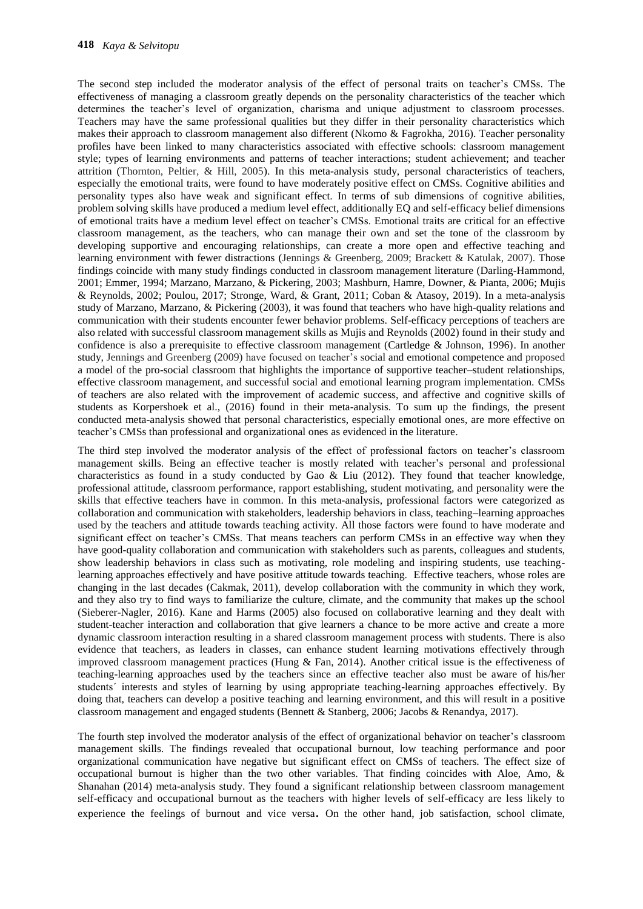The second step included the moderator analysis of the effect of personal traits on teacher's CMSs. The effectiveness of managing a classroom greatly depends on the personality characteristics of the teacher which determines the teacher's level of organization, charisma and unique adjustment to classroom processes. Teachers may have the same professional qualities but they differ in their personality characteristics which makes their approach to classroom management also different (Nkomo & Fagrokha, 2016). Teacher personality profiles have been linked to many characteristics associated with effective schools: classroom management style; types of learning environments and patterns of teacher interactions; student achievement; and teacher attrition (Thornton, Peltier, & Hill, 2005). In this meta-analysis study, personal characteristics of teachers, especially the emotional traits, were found to have moderately positive effect on CMSs. Cognitive abilities and personality types also have weak and significant effect. In terms of sub dimensions of cognitive abilities, problem solving skills have produced a medium level effect, additionally EQ and self-efficacy belief dimensions of emotional traits have a medium level effect on teacher's CMSs. Emotional traits are critical for an effective classroom management, as the teachers, who can manage their own and set the tone of the classroom by developing supportive and encouraging relationships, can create a more open and effective teaching and learning environment with fewer distractions (Jennings & Greenberg, 2009; Brackett & Katulak, 2007). Those findings coincide with many study findings conducted in classroom management literature (Darling-Hammond, 2001; Emmer, 1994; Marzano, Marzano, & Pickering, 2003; Mashburn, Hamre, Downer, & Pianta, 2006; Mujis & Reynolds, 2002; Poulou, 2017; Stronge, Ward, & Grant, 2011; Coban & Atasoy, 2019). In a meta-analysis study of Marzano, Marzano, & Pickering (2003), it was found that teachers who have high-quality relations and communication with their students encounter fewer behavior problems. Self-efficacy perceptions of teachers are also related with successful classroom management skills as Mujis and Reynolds (2002) found in their study and confidence is also a prerequisite to effective classroom management (Cartledge & Johnson, 1996). In another study, Jennings and Greenberg (2009) have focused on teacher's social and emotional competence and proposed a model of the pro-social classroom that highlights the importance of supportive teacher–student relationships, effective classroom management, and successful social and emotional learning program implementation. CMSs of teachers are also related with the improvement of academic success, and affective and cognitive skills of students as Korpershoek et al., (2016) found in their meta-analysis. To sum up the findings, the present conducted meta-analysis showed that personal characteristics, especially emotional ones, are more effective on teacher's CMSs than professional and organizational ones as evidenced in the literature.

The third step involved the moderator analysis of the effect of professional factors on teacher's classroom management skills. Being an effective teacher is mostly related with teacher's personal and professional characteristics as found in a study conducted by Gao & Liu (2012). They found that teacher knowledge, professional attitude, classroom performance, rapport establishing, student motivating, and personality were the skills that effective teachers have in common. In this meta-analysis, professional factors were categorized as collaboration and communication with stakeholders, leadership behaviors in class, teaching–learning approaches used by the teachers and attitude towards teaching activity. All those factors were found to have moderate and significant effect on teacher's CMSs. That means teachers can perform CMSs in an effective way when they have good-quality collaboration and communication with stakeholders such as parents, colleagues and students, show leadership behaviors in class such as motivating, role modeling and inspiring students, use teaching-learning approaches effectively and have positive attitude towards teaching. Effective teachers, whose roles are changing in the last decades (Cakmak, 2011), develop collaboration with the community in which they work, and they also try to find ways to familiarize the culture, climate, and the community that makes up the school (Sieberer-Nagler, 2016). Kane and Harms (2005) also focused on collaborative learning and they dealt with student-teacher interaction and collaboration that give learners a chance to be more active and create a more dynamic classroom interaction resulting in a shared classroom management process with students. There is also evidence that teachers, as leaders in classes, can enhance student learning motivations effectively through improved classroom management practices (Hung & Fan, 2014). Another critical issue is the effectiveness of teaching-learning approaches used by the teachers since an effective teacher also must be aware of his/her students´ interests and styles of learning by using appropriate teaching-learning approaches effectively. By doing that, teachers can develop a positive teaching and learning environment, and this will result in a positive classroom management and engaged students (Bennett & Stanberg, 2006; Jacobs & Renandya, 2017).

The fourth step involved the moderator analysis of the effect of organizational behavior on teacher's classroom management skills. The findings revealed that occupational burnout, low teaching performance and poor organizational communication have negative but significant effect on CMSs of teachers. The effect size of occupational burnout is higher than the two other variables. That finding coincides with Aloe, Amo, & Shanahan (2014) meta-analysis study. They found a significant relationship between classroom management self-efficacy and occupational burnout as the teachers with higher levels of self-efficacy are less likely to experience the feelings of burnout and vice versa. On the other hand, job satisfaction, school climate,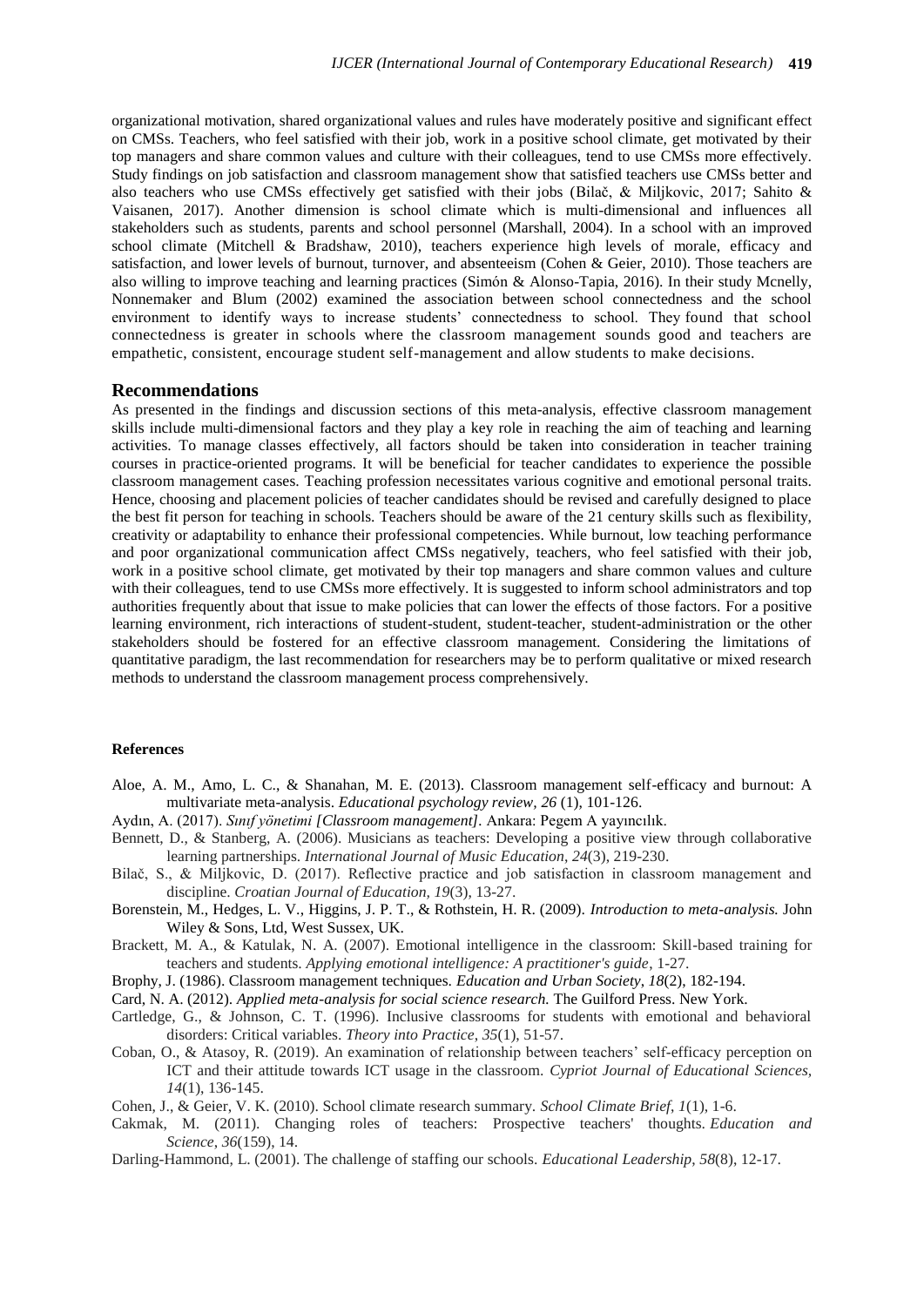organizational motivation, shared organizational values and rules have moderately positive and significant effect on CMSs. Teachers, who feel satisfied with their job, work in a positive school climate, get motivated by their top managers and share common values and culture with their colleagues, tend to use CMSs more effectively. Study findings on job satisfaction and classroom management show that satisfied teachers use CMSs better and also teachers who use CMSs effectively get satisfied with their jobs (Bilač, & Miljkovic, 2017; Sahito & Vaisanen, 2017). Another dimension is school climate which is multi-dimensional and influences all stakeholders such as students, parents and school personnel (Marshall, 2004). In a school with an improved school climate (Mitchell & Bradshaw, 2010), teachers experience high levels of morale, efficacy and satisfaction, and lower levels of burnout, turnover, and absenteeism (Cohen & Geier, 2010). Those teachers are also willing to improve teaching and learning practices (Simón & Alonso-Tapia, 2016). In their study Mcnelly, Nonnemaker and Blum (2002) examined the association between school connectedness and the school environment to identify ways to increase students' connectedness to school. They found that school connectedness is greater in schools where the classroom management sounds good and teachers are empathetic, consistent, encourage student self-management and allow students to make decisions.

## Recommendations

As presented in the findings and discussion sections of this meta-analysis, effective classroom management skills include multi-dimensional factors and they play a key role in reaching the aim of teaching and learning activities. To manage classes effectively, all factors should be taken into consideration in teacher training courses in practice-oriented programs. It will be beneficial for teacher candidates to experience the possible classroom management cases. Teaching profession necessitates various cognitive and emotional personal traits. Hence, choosing and placement policies of teacher candidates should be revised and carefully designed to place the best fit person for teaching in schools. Teachers should be aware of the 21 century skills such as flexibility, creativity or adaptability to enhance their professional competencies. While burnout, low teaching performance and poor organizational communication affect CMSs negatively, teachers, who feel satisfied with their job, work in a positive school climate, get motivated by their top managers and share common values and culture with their colleagues, tend to use CMSs more effectively. It is suggested to inform school administrators and top authorities frequently about that issue to make policies that can lower the effects of those factors. For a positive learning environment, rich interactions of student-student, student-teacher, student-administration or the other stakeholders should be fostered for an effective classroom management. Considering the limitations of quantitative paradigm, the last recommendation for researchers may be to perform qualitative or mixed research methods to understand the classroom management process comprehensively.

### References

Aloe, A. M., Amo, L. C., & Shanahan, M. E. (2013). Classroom management self-efficacy and burnout: A multivariate meta-analysis. *Educational psychology review, 26* (1), 101-126.

Aydın, A. (2017). *Sınıf yönetimi [Classroom management]*. Ankara: Pegem A yayıncılık.

Bennett, D., & Stanberg, A. (2006). Musicians as teachers: Developing a positive view through collaborative learning partnerships. *International Journal of Music Education*, *24*(3), 219-230.

Bilač, S., & Miljkovic, D. (2017). Reflective practice and job satisfaction in classroom management and discipline. *Croatian Journal of Education, 19*(3), 13-27.

Borenstein, M., Hedges, L. V., Higgins, J. P. T., & Rothstein, H. R. (2009). *Introduction to meta-analysis.* John Wiley & Sons, Ltd, West Sussex, UK.

Brackett, M. A., & Katulak, N. A. (2007). Emotional intelligence in the classroom: Skill-based training for teachers and students. *Applying emotional intelligence: A practitioner's guide*, 1-27.

Brophy, J. (1986). Classroom management techniques. *Education and Urban Society, 18*(2), 182-194.

Card, N. A. (2012). *Applied meta-analysis for social science research.* The Guilford Press. New York.

Cartledge, G., & Johnson, C. T. (1996). Inclusive classrooms for students with emotional and behavioral disorders: Critical variables. *Theory into Practice*, *35*(1), 51-57.

Coban, O., & Atasoy, R. (2019). An examination of relationship between teachers' self-efficacy perception on ICT and their attitude towards ICT usage in the classroom. *Cypriot Journal of Educational Sciences, 14*(1), 136-145.

Cohen, J., & Geier, V. K. (2010). School climate research summary. *School Climate Brief, 1*(1), 1-6.

Cakmak, M. (2011). Changing roles of teachers: Prospective teachers' thoughts. *Education and Science*, *36*(159), 14.

Darling-Hammond, L. (2001). The challenge of staffing our schools. *Educational Leadership*, *58*(8), 12-17.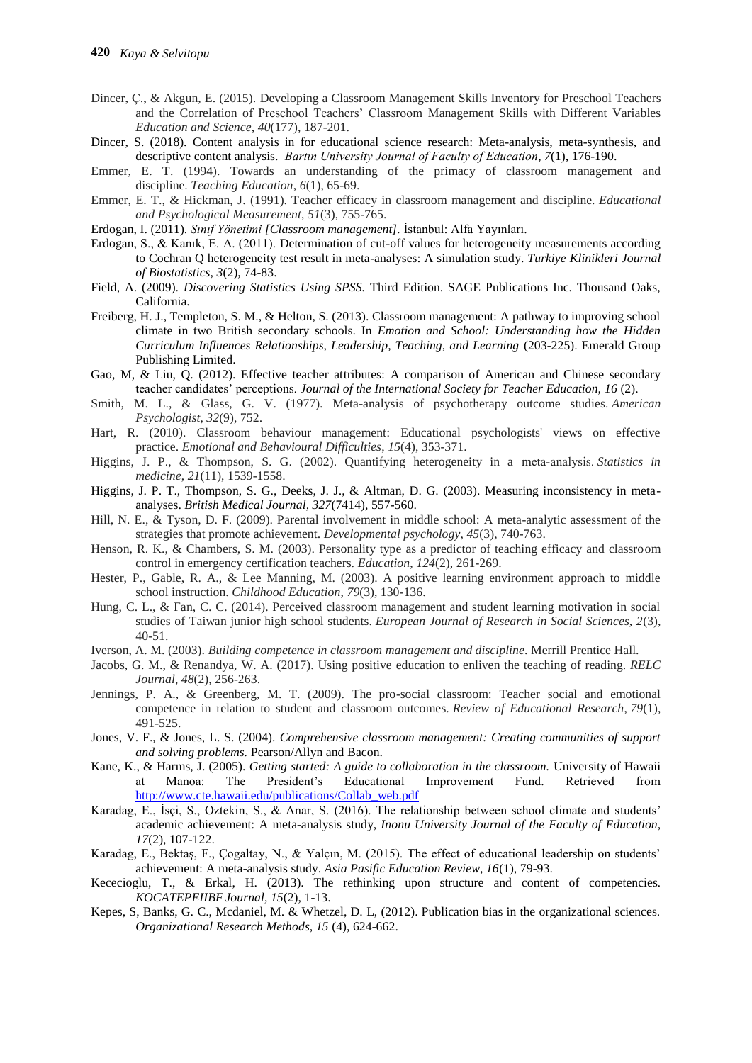Dincer, Ç., & Akgun, E. (2015). Developing a Classroom Management Skills Inventory for Preschool Teachers and the Correlation of Preschool Teachers' Classroom Management Skills with Different Variables *Education and Science*, *40*(177), 187-201.

Dincer, S. (2018). Content analysis in for educational science research: Meta-analysis, meta-synthesis, and descriptive content analysis. *Bartın University Journal of Faculty of Education*, *7*(1), 176-190.

Emmer, E. T. (1994). Towards an understanding of the primacy of classroom management and discipline. *Teaching Education*, *6*(1), 65-69.

Emmer, E. T., & Hickman, J. (1991). Teacher efficacy in classroom management and discipline. *Educational and Psychological Measurement*, *51*(3), 755-765.

Erdogan, I. (2011). *Sınıf Yönetimi [Classroom management]*. İstanbul: Alfa Yayınları.

Erdogan, S., & Kanık, E. A. (2011). Determination of cut-off values for heterogeneity measurements according to Cochran Q heterogeneity test result in meta-analyses: A simulation study. *Turkiye Klinikleri Journal of Biostatistics*, *3*(2), 74-83.

Field, A. (2009). *Discovering Statistics Using SPSS.* Third Edition. SAGE Publications Inc. Thousand Oaks, California.

Freiberg, H. J., Templeton, S. M., & Helton, S. (2013). Classroom management: A pathway to improving school climate in two British secondary schools. In *Emotion and School: Understanding how the Hidden Curriculum Influences Relationships, Leadership, Teaching, and Learning* (203-225). Emerald Group Publishing Limited.

Gao, M, & Liu, Q. (2012). Effective teacher attributes: A comparison of American and Chinese secondary teacher candidates' perceptions. *Journal of the International Society for Teacher Education, 16* (2).

Smith, M. L., & Glass, G. V. (1977). Meta-analysis of psychotherapy outcome studies. *American Psychologist*, *32*(9), 752.

Hart, R. (2010). Classroom behaviour management: Educational psychologists' views on effective practice. *Emotional and Behavioural Difficulties*, *15*(4), 353-371.

Higgins, J. P., & Thompson, S. G. (2002). Quantifying heterogeneity in a meta-analysis. *Statistics in medicine*, *21*(11), 1539-1558.

Higgins, J. P. T., Thompson, S. G., Deeks, J. J., & Altman, D. G. (2003). Measuring inconsistency in meta-analyses. *British Medical Journal*, *327*(7414), 557-560.

Hill, N. E., & Tyson, D. F. (2009). Parental involvement in middle school: A meta-analytic assessment of the strategies that promote achievement. *Developmental psychology*, *45*(3), 740-763.

Henson, R. K., & Chambers, S. M. (2003). Personality type as a predictor of teaching efficacy and classroom control in emergency certification teachers. *Education*, *124*(2), 261-269.

Hester, P., Gable, R. A., & Lee Manning, M. (2003). A positive learning environment approach to middle school instruction. *Childhood Education*, *79*(3), 130-136.

Hung, C. L., & Fan, C. C. (2014). Perceived classroom management and student learning motivation in social studies of Taiwan junior high school students. *European Journal of Research in Social Sciences, 2*(3), 40-51.

Iverson, A. M. (2003). *Building competence in classroom management and discipline*. Merrill Prentice Hall.

Jacobs, G. M., & Renandya, W. A. (2017). Using positive education to enliven the teaching of reading. *RELC Journal*, *48*(2), 256-263.

Jennings, P. A., & Greenberg, M. T. (2009). The pro-social classroom: Teacher social and emotional competence in relation to student and classroom outcomes. *Review of Educational Research*, *79*(1), 491-525.

Jones, V. F., & Jones, L. S. (2004). *Comprehensive classroom management: Creating communities of support and solving problems.* Pearson/Allyn and Bacon.

Kane, K., & Harms, J. (2005). *Getting started: A guide to collaboration in the classroom.* University of Hawaii at Manoa: The President's Educational Improvement Fund. Retrieved from http://www.cte.hawaii.edu/publications/Collab_web.pdf

Karadag, E., İşçi, S., Oztekin, S., & Anar, S. (2016). The relationship between school climate and students' academic achievement: A meta-analysis study, *Inonu University Journal of the Faculty of Education*, *17*(2), 107-122.

Karadag, E., Bektaş, F., Çogaltay, N., & Yalçın, M. (2015). The effect of educational leadership on students' achievement: A meta-analysis study. *Asia Pasific Education Review, 16*(1), 79-93.

Kececioglu, T., & Erkal, H. (2013). The rethinking upon structure and content of competencies. *KOCATEPEIIBF Journal, 15*(2), 1-13.

Kepes, S, Banks, G. C., Mcdaniel, M. & Whetzel, D. L, (2012). Publication bias in the organizational sciences. *Organizational Research Methods, 15* (4), 624-662.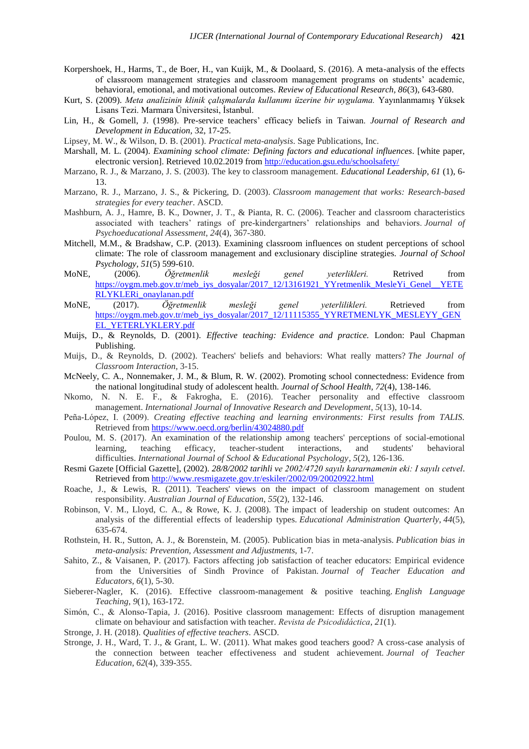Korpershoek, H., Harms, T., de Boer, H., van Kuijk, M., & Doolaard, S. (2016). A meta-analysis of the effects of classroom management strategies and classroom management programs on students' academic, behavioral, emotional, and motivational outcomes. *Review of Educational Research, 86*(3), 643-680.

Kurt, S. (2009). *Meta analizinin klinik çalışmalarda kullanımı üzerine bir uygulama.* Yayınlanmamış Yüksek Lisans Tezi. Marmara Üniversitesi, İstanbul.

Lin, H., & Gomell, J. (1998). Pre-service teachers' efficacy beliefs in Taiwan. *Journal of Research and Development in Education,* 32, 17-25.

Lipsey, M. W., & Wilson, D. B. (2001). *Practical meta-analysis*. Sage Publications, Inc.

Marshall, M. L. (2004). *Examining school climate: Defining factors and educational influences*. [white paper, electronic version]. Retrieved 10.02.2019 from http://education.gsu.edu/schoolsafety/

Marzano, R. J., & Marzano, J. S. (2003). The key to classroom management. *Educational Leadership*, *61* (1), 6-13.

Marzano, R. J., Marzano, J. S., & Pickering, D. (2003). *Classroom management that works: Research-based strategies for every teacher*. ASCD.

Mashburn, A. J., Hamre, B. K., Downer, J. T., & Pianta, R. C. (2006). Teacher and classroom characteristics associated with teachers' ratings of pre-kindergartners' relationships and behaviors. *Journal of Psychoeducational Assessment, 24*(4), 367-380.

Mitchell, M.M., & Bradshaw, C.P. (2013). Examining classroom influences on student perceptions of school climate: The role of classroom management and exclusionary discipline strategies. *Journal of School Psychology, 51*(5) 599-610.

MoNE, (2006). *Öğretmenlik mesleği genel yeterlikleri.* Retrived from https://oygm.meb.gov.tr/meb_iys_dosyalar/2017_12/13161921_YYretmenlik_MesleYi_Genel__YETERLYKLERi_onaylanan.pdf

MoNE, (2017). *Öğretmenlik mesleği genel yeterlilikleri.* Retrieved from https://oygm.meb.gov.tr/meb_iys_dosyalar/2017_12/11115355_YYRETMENLYK_MESLEYY_GENEL_YETERLYKLERY.pdf

Muijs, D., & Reynolds, D. (2001). *Effective teaching: Evidence and practice.* London: Paul Chapman Publishing.

Muijs, D., & Reynolds, D. (2002). Teachers' beliefs and behaviors: What really matters? *The Journal of Classroom Interaction*, 3-15.

McNeely, C. A., Nonnemaker, J. M., & Blum, R. W. (2002). Promoting school connectedness: Evidence from the national longitudinal study of adolescent health. *Journal of School Health, 72*(4), 138-146.

Nkomo, N. N. E. F., & Fakrogha, E. (2016). Teacher personality and effective classroom management. *International Journal of Innovative Research and Development*, *5*(13), 10-14.

Peña-López, I. (2009). *Creating effective teaching and learning environments: First results from TALIS.* Retrieved from https://www.oecd.org/berlin/43024880.pdf

Poulou, M. S. (2017). An examination of the relationship among teachers' perceptions of social-emotional learning, teaching efficacy, teacher-student interactions, and students' behavioral difficulties. *International Journal of School & Educational Psychology*, *5*(2), 126-136.

Resmi Gazete [Official Gazette], (2002). *28/8/2002 tarihli ve 2002/4720 sayılı kararnamenin eki: I sayılı cetvel*. Retrieved from http://www.resmigazete.gov.tr/eskiler/2002/09/20020922.html

Roache, J., & Lewis, R. (2011). Teachers' views on the impact of classroom management on student responsibility. *Australian Journal of Education*, *55*(2), 132-146.

Robinson, V. M., Lloyd, C. A., & Rowe, K. J. (2008). The impact of leadership on student outcomes: An analysis of the differential effects of leadership types. *Educational Administration Quarterly*, *44*(5), 635-674.

Rothstein, H. R., Sutton, A. J., & Borenstein, M. (2005). Publication bias in meta-analysis. *Publication bias in meta-analysis: Prevention, Assessment and Adjustments*, 1-7.

Sahito, Z., & Vaisanen, P. (2017). Factors affecting job satisfaction of teacher educators: Empirical evidence from the Universities of Sindh Province of Pakistan. *Journal of Teacher Education and Educators*, *6*(1), 5-30.

Sieberer-Nagler, K. (2016). Effective classroom-management & positive teaching. *English Language Teaching*, *9*(1), 163-172.

Simón, C., & Alonso-Tapia, J. (2016). Positive classroom management: Effects of disruption management climate on behaviour and satisfaction with teacher. *Revista de Psicodidáctica*, *21*(1).

Stronge, J. H. (2018). *Qualities of effective teachers*. ASCD.

Stronge, J. H., Ward, T. J., & Grant, L. W. (2011). What makes good teachers good? A cross-case analysis of the connection between teacher effectiveness and student achievement. *Journal of Teacher Education*, *62*(4), 339-355.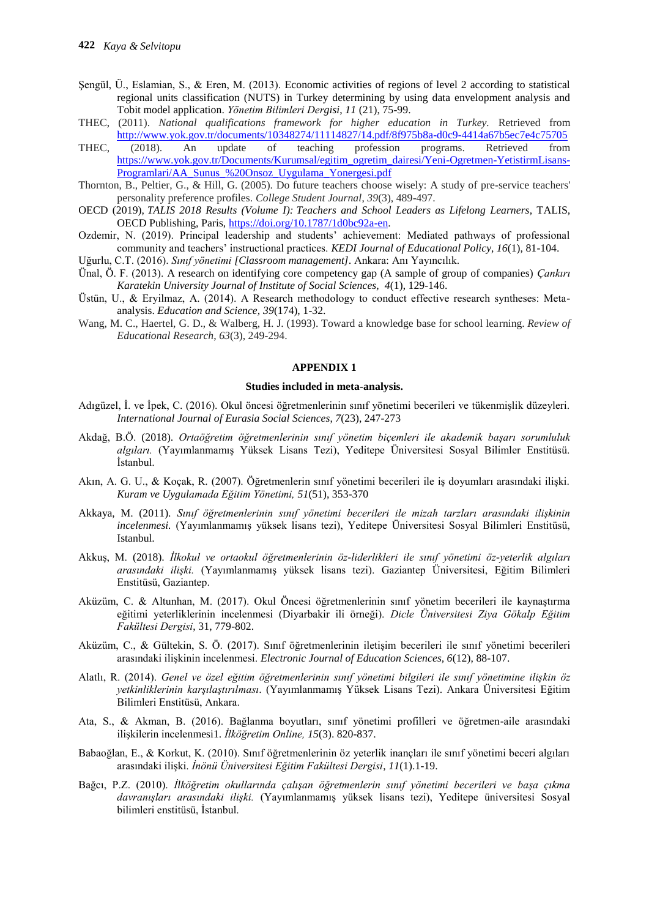Şengül, Ü., Eslamian, S., & Eren, M. (2013). Economic activities of regions of level 2 according to statistical regional units classification (NUTS) in Turkey determining by using data envelopment analysis and Tobit model application. *Yönetim Bilimleri Dergisi*, *11* (21), 75-99.

THEC, (2011). *National qualifications framework for higher education in Turkey*. Retrieved from http://www.yok.gov.tr/documents/10348274/11114827/14.pdf/8f975b8a-d0c9-4414a67b5ec7e4c75705

THEC, (2018). An update of teaching profession programs. Retrieved from https://www.yok.gov.tr/Documents/Kurumsal/egitim_ogretim_dairesi/Yeni-Ogretmen-YetistirmLisans-Programlari/AA_Sunus_%20Onsoz_Uygulama_Yonergesi.pdf

Thornton, B., Peltier, G., & Hill, G. (2005). Do future teachers choose wisely: A study of pre-service teachers' personality preference profiles. *College Student Journal*, *39*(3), 489-497.

OECD (2019), *TALIS 2018 Results (Volume I): Teachers and School Leaders as Lifelong Learners*, TALIS, OECD Publishing, Paris, https://doi.org/10.1787/1d0bc92a-en.

Ozdemir, N. (2019). Principal leadership and students' achievement: Mediated pathways of professional community and teachers' instructional practices. *KEDI Journal of Educational Policy, 16*(1), 81-104.

Uğurlu, C.T. (2016). *Sınıf yönetimi [Classroom management]*. Ankara: Anı Yayıncılık.

Ünal, Ö. F. (2013). A research on identifying core competency gap (A sample of group of companies) *Çankırı Karatekin University Journal of Institute of Social Sciences, 4*(1), 129-146.

Üstün, U., & Eryilmaz, A. (2014). A Research methodology to conduct effective research syntheses: Meta-analysis. *Education and Science, 39*(174), 1-32.

Wang, M. C., Haertel, G. D., & Walberg, H. J. (1993). Toward a knowledge base for school learning. *Review of Educational Research*, *63*(3), 249-294.

**APPENDIX 1**

**Studies included in meta-analysis.**

Adıgüzel, İ. ve İpek, C. (2016). Okul öncesi öğretmenlerinin sınıf yönetimi becerileri ve tükenmişlik düzeyleri. *International Journal of Eurasia Social Sciences, 7*(23), 247-273

Akdağ, B.Ö. (2018). *Ortaöğretim öğretmenlerinin sınıf yönetim biçemleri ile akademik başarı sorumluluk algıları.* (Yayımlanmamış Yüksek Lisans Tezi), Yeditepe Üniversitesi Sosyal Bilimler Enstitüsü. İstanbul.

Akın, A. G. U., & Koçak, R. (2007). Öğretmenlerin sınıf yönetimi becerileri ile iş doyumları arasındaki ilişki. *Kuram ve Uygulamada Eğitim Yönetimi, 51*(51), 353-370

Akkaya, M. (2011). *Sınıf öğretmenlerinin sınıf yönetimi becerileri ile mizah tarzları arasındaki ilişkinin incelenmesi.* (Yayımlanmamış yüksek lisans tezi), Yeditepe Üniversitesi Sosyal Bilimleri Enstitüsü, Istanbul.

Akkuş, M. (2018). *İlkokul ve ortaokul öğretmenlerinin öz-liderlikleri ile sınıf yönetimi öz-yeterlik algıları arasındaki ilişki.* (Yayımlanmamış yüksek lisans tezi). Gaziantep Üniversitesi, Eğitim Bilimleri Enstitüsü, Gaziantep.

Aküzüm, C. & Altunhan, M. (2017). Okul Öncesi öğretmenlerinin sınıf yönetim becerileri ile kaynaştırma eğitimi yeterliklerinin incelenmesi (Diyarbakir ili örneği). *Dicle Üniversitesi Ziya Gökalp Eğitim Fakültesi Dergisi*, 31, 779-802.

Aküzüm, C., & Gültekin, S. Ö. (2017). Sınıf öğretmenlerinin iletişim becerileri ile sınıf yönetimi becerileri arasındaki ilişkinin incelenmesi. *Electronic Journal of Education Sciences, 6*(12), 88-107.

Alatlı, R. (2014). *Genel ve özel eğitim öğretmenlerinin sınıf yönetimi bilgileri ile sınıf yönetimine ilişkin öz yetkinliklerinin karşılaştırılması*. (Yayımlanmamış Yüksek Lisans Tezi). Ankara Üniversitesi Eğitim Bilimleri Enstitüsü, Ankara.

Ata, S., & Akman, B. (2016). Bağlanma boyutları, sınıf yönetimi profilleri ve öğretmen-aile arasındaki ilişkilerin incelenmesi1. *İlköğretim Online, 15*(3). 820-837.

Babaoğlan, E., & Korkut, K. (2010). Sınıf öğretmenlerinin öz yeterlik inançları ile sınıf yönetimi beceri algıları arasındaki ilişki. *İnönü Üniversitesi Eğitim Fakültesi Dergisi*, *11*(1).1-19.

Bağcı, P.Z. (2010). *İlköğretim okullarında çalışan öğretmenlerin sınıf yönetimi becerileri ve başa çıkma davranışları arasındaki ilişki.* (Yayımlanmamış yüksek lisans tezi), Yeditepe üniversitesi Sosyal bilimleri enstitüsü, İstanbul.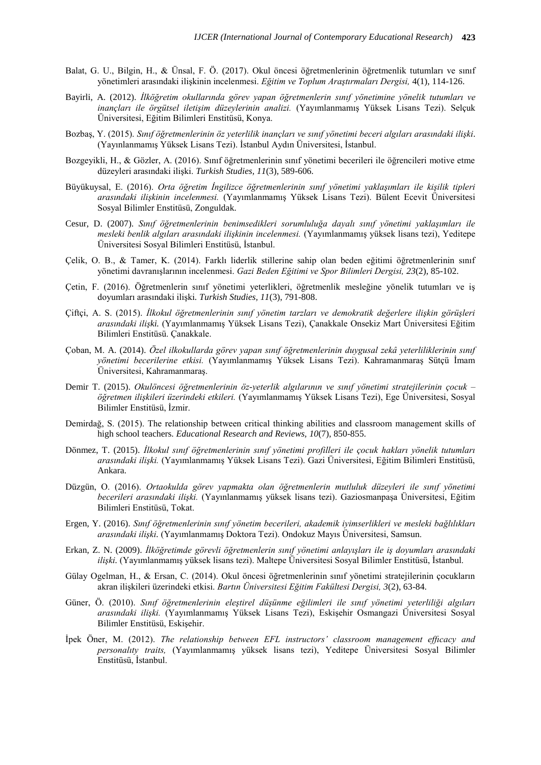Balat, G. U., Bilgin, H., & Ünsal, F. Ö. (2017). Okul öncesi öğretmenlerinin öğretmenlik tutumları ve sınıf yönetimleri arasındaki ilişkinin incelenmesi. *Eğitim ve Toplum Araştırmaları Dergisi,* 4(1), 114-126.

Bayirli, A. (2012). *İlköğretim okullarında görev yapan öğretmenlerin sınıf yönetimine yönelik tutumları ve inançları ile örgütsel iletişim düzeylerinin analizi.* (Yayımlanmamış Yüksek Lisans Tezi). Selçuk Üniversitesi, Eğitim Bilimleri Enstitüsü, Konya.

Bozbaş, Y. (2015). *Sınıf öğretmenlerinin öz yeterlilik inançları ve sınıf yönetimi beceri algıları arasındaki ilişki*. (Yayınlanmamış Yüksek Lisans Tezi). İstanbul Aydın Üniversitesi, İstanbul.

Bozgeyikli, H., & Gözler, A. (2016). Sınıf öğretmenlerinin sınıf yönetimi becerileri ile öğrencileri motive etme düzeyleri arasındaki ilişki. *Turkish Studies, 11*(3), 589-606.

Büyükuysal, E. (2016). *Orta öğretim İngilizce öğretmenlerinin sınıf yönetimi yaklaşımları ile kişilik tipleri arasındaki ilişkinin incelenmesi.* (Yayımlanmamış Yüksek Lisans Tezi). Bülent Ecevit Üniversitesi Sosyal Bilimler Enstitüsü, Zonguldak.

Cesur, D. (2007). *Sınıf öğretmenlerinin benimsedikleri sorumluluğa dayalı sınıf yönetimi yaklaşımları ile mesleki benlik algıları arasındaki ilişkinin incelenmesi.* (Yayımlanmamış yüksek lisans tezi), Yeditepe Üniversitesi Sosyal Bilimleri Enstitüsü, İstanbul.

Çelik, O. B., & Tamer, K. (2014). Farklı liderlik stillerine sahip olan beden eğitimi öğretmenlerinin sınıf yönetimi davranışlarının incelenmesi. *Gazi Beden Eğitimi ve Spor Bilimleri Dergisi, 23*(2), 85-102.

Çetin, F. (2016). Öğretmenlerin sınıf yönetimi yeterlikleri, öğretmenlik mesleğine yönelik tutumları ve iş doyumları arasındaki ilişki. *Turkish Studies, 11*(3), 791-808.

Çiftçi, A. S. (2015). *İlkokul öğretmenlerinin sınıf yönetim tarzları ve demokratik değerlere ilişkin görüşleri arasındaki ilişki.* (Yayımlanmamış Yüksek Lisans Tezi), Çanakkale Onsekiz Mart Üniversitesi Eğitim Bilimleri Enstitüsü. Çanakkale.

Çoban, M. A. (2014). *Özel ilkokullarda görev yapan sınıf öğretmenlerinin duygusal zekâ yeterliliklerinin sınıf yönetimi becerilerine etkisi.* (Yayımlanmamış Yüksek Lisans Tezi). Kahramanmaraş Sütçü İmam Üniversitesi, Kahramanmaraş.

Demir T. (2015). *Okulöncesi öğretmenlerinin öz-yeterlik algılarının ve sınıf yönetimi stratejilerinin çocuk – öğretmen ilişkileri üzerindeki etkileri.* (Yayımlanmamış Yüksek Lisans Tezi), Ege Üniversitesi, Sosyal Bilimler Enstitüsü, İzmir.

Demirdağ, S. (2015). The relationship between critical thinking abilities and classroom management skills of high school teachers. *Educational Research and Reviews, 10*(7), 850-855.

Dönmez, T. (2015). *İlkokul sınıf öğretmenlerinin sınıf yönetimi profilleri ile çocuk hakları yönelik tutumları arasındaki ilişki.* (Yayımlanmamış Yüksek Lisans Tezi). Gazi Üniversitesi, Eğitim Bilimleri Enstitüsü, Ankara.

Düzgün, O. (2016). *Ortaokulda görev yapmakta olan öğretmenlerin mutluluk düzeyleri ile sınıf yönetimi becerileri arasındaki ilişki.* (Yayınlanmamış yüksek lisans tezi). Gaziosmanpaşa Üniversitesi, Eğitim Bilimleri Enstitüsü, Tokat.

Ergen, Y. (2016). *Sınıf öğretmenlerinin sınıf yönetim becerileri, akademik iyimserlikleri ve mesleki bağlılıkları arasındaki ilişki.* (Yayımlanmamış Doktora Tezi). Ondokuz Mayıs Üniversitesi, Samsun.

Erkan, Z. N. (2009). *İlköğretimde görevli öğretmenlerin sınıf yönetimi anlayışları ile iş doyumları arasındaki ilişki.* (Yayımlanmamış yüksek lisans tezi). Maltepe Üniversitesi Sosyal Bilimler Enstitüsü, İstanbul.

Gülay Ogelman, H., & Ersan, C. (2014). Okul öncesi öğretmenlerinin sınıf yönetimi stratejilerinin çocukların akran ilişkileri üzerindeki etkisi. *Bartın Üniversitesi Eğitim Fakültesi Dergisi, 3*(2), 63-84.

Güner, Ö. (2010). *Sınıf öğretmenlerinin eleştirel düşünme eğilimleri ile sınıf yönetimi yeterliliği algıları arasındaki ilişki.* (Yayımlanmamış Yüksek Lisans Tezi), Eskişehir Osmangazi Üniversitesi Sosyal Bilimler Enstitüsü, Eskişehir.

İpek Öner, M. (2012). *The relationship between EFL instructors' classroom management efficacy and personalıty traits,* (Yayımlanmamış yüksek lisans tezi), Yeditepe Üniversitesi Sosyal Bilimler Enstitüsü, İstanbul.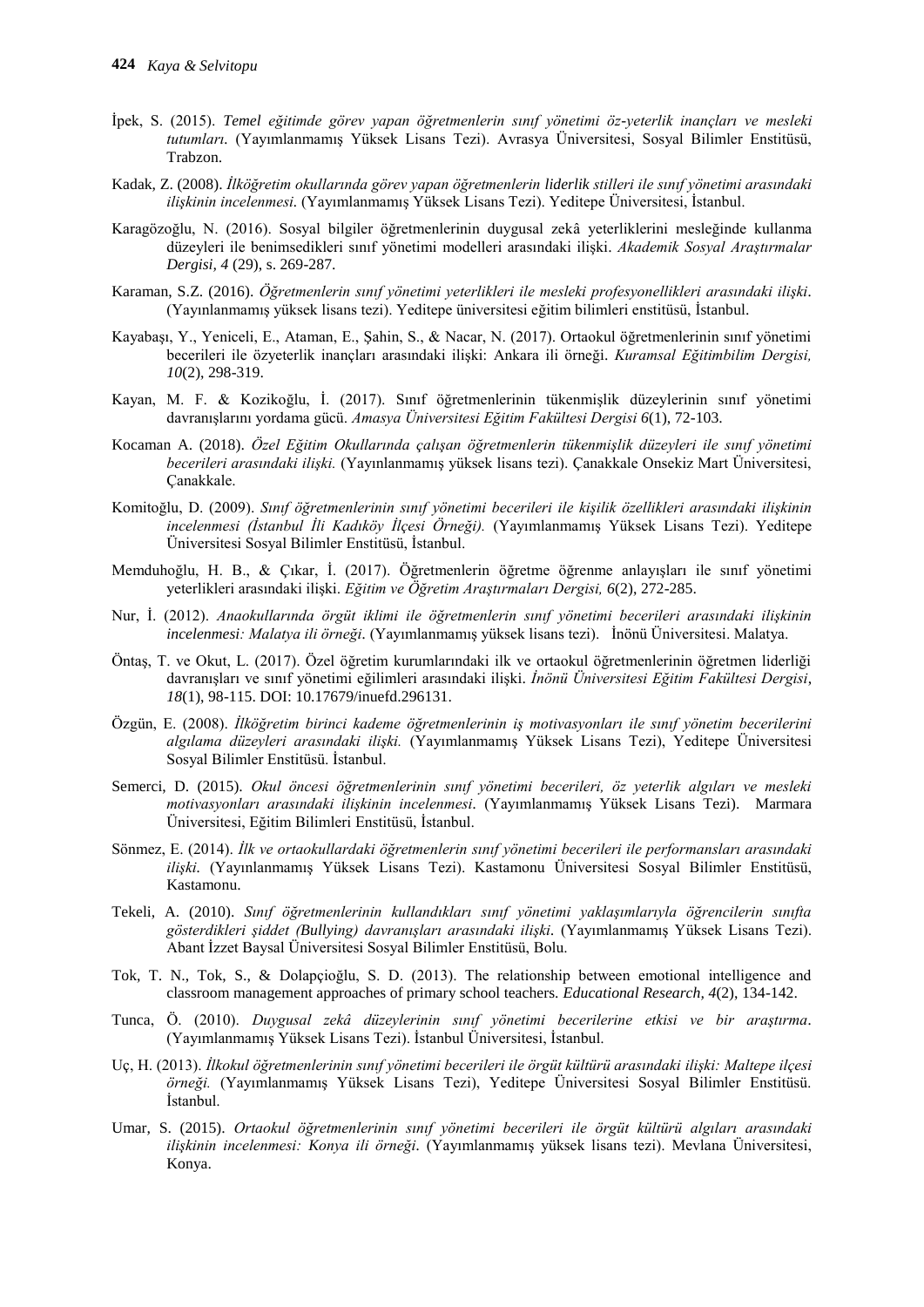İpek, S. (2015). *Temel eğitimde görev yapan öğretmenlerin sınıf yönetimi öz-yeterlik inançları ve mesleki tutumları*. (Yayımlanmamış Yüksek Lisans Tezi). Avrasya Üniversitesi, Sosyal Bilimler Enstitüsü, Trabzon.

Kadak, Z. (2008). *İlköğretim okullarında görev yapan öğretmenlerin liderlik stilleri ile sınıf yönetimi arasındaki ilişkinin incelenmesi*. (Yayımlanmamış Yüksek Lisans Tezi). Yeditepe Üniversitesi, İstanbul.

Karagözoğlu, N. (2016). Sosyal bilgiler öğretmenlerinin duygusal zekâ yeterliklerini mesleğinde kullanma düzeyleri ile benimsedikleri sınıf yönetimi modelleri arasındaki ilişki. *Akademik Sosyal Araştırmalar Dergisi, 4* (29), s. 269-287.

Karaman, S.Z. (2016). *Öğretmenlerin sınıf yönetimi yeterlikleri ile mesleki profesyonellikleri arasındaki ilişki*. (Yayınlanmamış yüksek lisans tezi). Yeditepe üniversitesi eğitim bilimleri enstitüsü, İstanbul.

Kayabaşı, Y., Yeniceli, E., Ataman, E., Şahin, S., & Nacar, N. (2017). Ortaokul öğretmenlerinin sınıf yönetimi becerileri ile özyeterlik inançları arasındaki ilişki: Ankara ili örneği. *Kuramsal Eğitimbilim Dergisi, 10*(2), 298-319.

Kayan, M. F. & Kozikoğlu, İ. (2017). Sınıf öğretmenlerinin tükenmişlik düzeylerinin sınıf yönetimi davranışlarını yordama gücü. *Amasya Üniversitesi Eğitim Fakültesi Dergisi 6*(1), 72-103.

Kocaman A. (2018). *Özel Eğitim Okullarında çalışan öğretmenlerin tükenmişlik düzeyleri ile sınıf yönetimi becerileri arasındaki ilişki.* (Yayınlanmamış yüksek lisans tezi). Çanakkale Onsekiz Mart Üniversitesi, Çanakkale.

Komitoğlu, D. (2009). *Sınıf öğretmenlerinin sınıf yönetimi becerileri ile kişilik özellikleri arasındaki ilişkinin incelenmesi (İstanbul İli Kadıköy İlçesi Örneği).* (Yayımlanmamış Yüksek Lisans Tezi). Yeditepe Üniversitesi Sosyal Bilimler Enstitüsü, İstanbul.

Memduhoğlu, H. B., & Çıkar, İ. (2017). Öğretmenlerin öğretme öğrenme anlayışları ile sınıf yönetimi yeterlikleri arasındaki ilişki. *Eğitim ve Öğretim Araştırmaları Dergisi, 6*(2), 272-285.

Nur, İ. (2012). *Anaokullarında örgüt iklimi ile öğretmenlerin sınıf yönetimi becerileri arasındaki ilişkinin incelenmesi: Malatya ili örneği*. (Yayımlanmamış yüksek lisans tezi). İnönü Üniversitesi. Malatya.

Öntaş, T. ve Okut, L. (2017). Özel öğretim kurumlarındaki ilk ve ortaokul öğretmenlerinin öğretmen liderliği davranışları ve sınıf yönetimi eğilimleri arasındaki ilişki. *İnönü Üniversitesi Eğitim Fakültesi Dergisi, 18*(1), 98-115. DOI: 10.17679/inuefd.296131.

Özgün, E. (2008). *İlköğretim birinci kademe öğretmenlerinin iş motivasyonları ile sınıf yönetim becerilerini algılama düzeyleri arasındaki ilişki.* (Yayımlanmamış Yüksek Lisans Tezi), Yeditepe Üniversitesi Sosyal Bilimler Enstitüsü. İstanbul.

Semerci, D. (2015). *Okul öncesi öğretmenlerinin sınıf yönetimi becerileri, öz yeterlik algıları ve mesleki motivasyonları arasındaki ilişkinin incelenmesi*. (Yayımlanmamış Yüksek Lisans Tezi). Marmara Üniversitesi, Eğitim Bilimleri Enstitüsü, İstanbul.

Sönmez, E. (2014). *İlk ve ortaokullardaki öğretmenlerin sınıf yönetimi becerileri ile performansları arasındaki ilişki*. (Yayınlanmamış Yüksek Lisans Tezi). Kastamonu Üniversitesi Sosyal Bilimler Enstitüsü, Kastamonu.

Tekeli, A. (2010). *Sınıf öğretmenlerinin kullandıkları sınıf yönetimi yaklaşımlarıyla öğrencilerin sınıfta gösterdikleri şiddet (Bullying) davranışları arasındaki ilişki*. (Yayımlanmamış Yüksek Lisans Tezi). Abant İzzet Baysal Üniversitesi Sosyal Bilimler Enstitüsü, Bolu.

Tok, T. N., Tok, S., & Dolapçioğlu, S. D. (2013). The relationship between emotional intelligence and classroom management approaches of primary school teachers. *Educational Research, 4*(2), 134-142.

Tunca, Ö. (2010). *Duygusal zekâ düzeylerinin sınıf yönetimi becerilerine etkisi ve bir araştırma*. (Yayımlanmamış Yüksek Lisans Tezi). İstanbul Üniversitesi, İstanbul.

Uç, H. (2013). *İlkokul öğretmenlerinin sınıf yönetimi becerileri ile örgüt kültürü arasındaki ilişki: Maltepe ilçesi örneği.* (Yayımlanmamış Yüksek Lisans Tezi), Yeditepe Üniversitesi Sosyal Bilimler Enstitüsü. İstanbul.

Umar, S. (2015). *Ortaokul öğretmenlerinin sınıf yönetimi becerileri ile örgüt kültürü algıları arasındaki ilişkinin incelenmesi: Konya ili örneği*. (Yayımlanmamış yüksek lisans tezi). Mevlana Üniversitesi, Konya.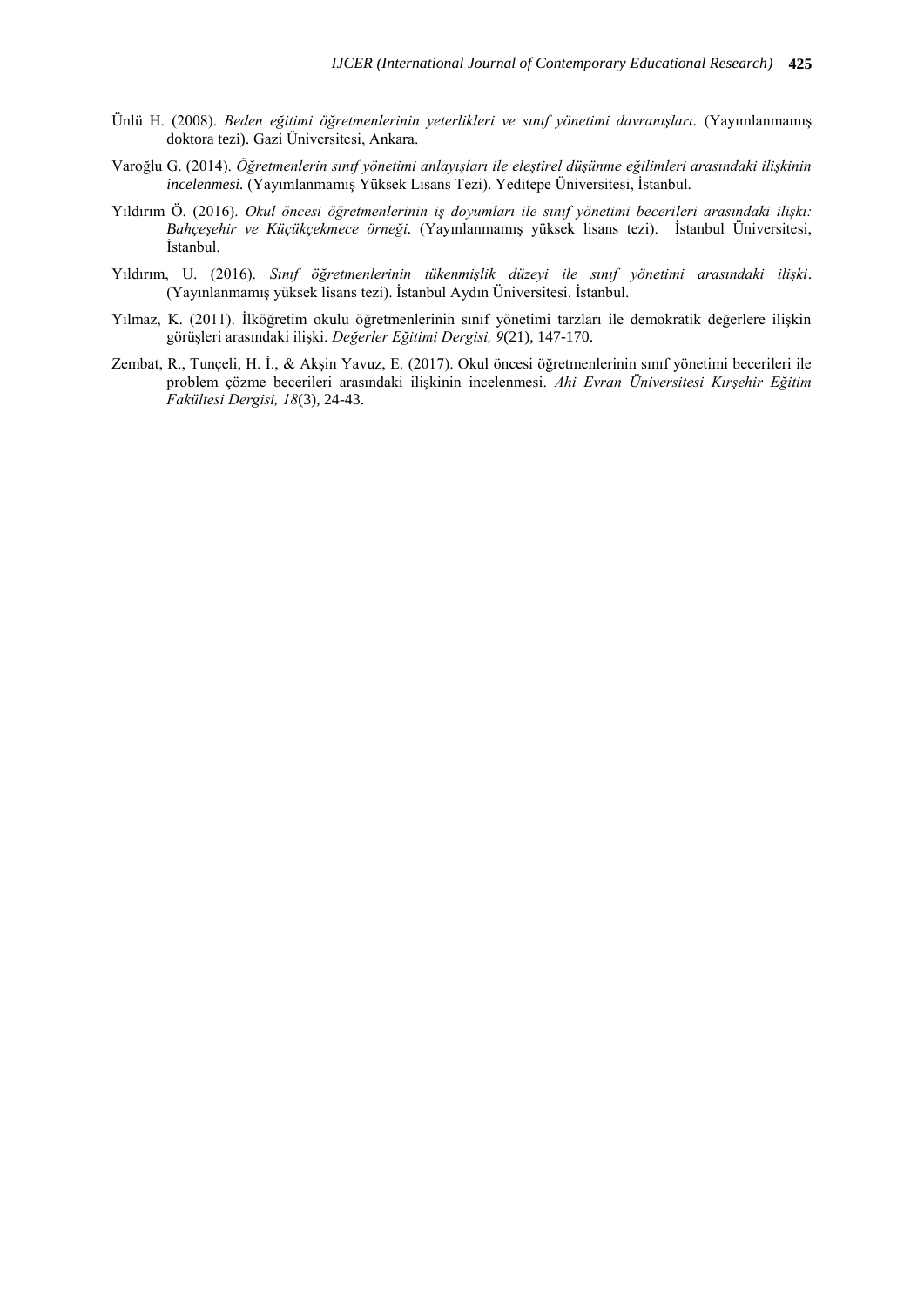Ünlü H. (2008). *Beden eğitimi öğretmenlerinin yeterlikleri ve sınıf yönetimi davranışları*. (Yayımlanmamış doktora tezi). Gazi Üniversitesi, Ankara.

Varoğlu G. (2014). *Öğretmenlerin sınıf yönetimi anlayışları ile eleştirel düşünme eğilimleri arasındaki ilişkinin incelenmesi.* (Yayımlanmamış Yüksek Lisans Tezi). Yeditepe Üniversitesi, İstanbul.

Yıldırım Ö. (2016). *Okul öncesi öğretmenlerinin iş doyumları ile sınıf yönetimi becerileri arasındaki ilişki: Bahçeşehir ve Küçükçekmece örneği.* (Yayınlanmamış yüksek lisans tezi). İstanbul Üniversitesi, İstanbul.

Yıldırım, U. (2016). *Sınıf öğretmenlerinin tükenmişlik düzeyi ile sınıf yönetimi arasındaki ilişki*. (Yayınlanmamış yüksek lisans tezi). İstanbul Aydın Üniversitesi. İstanbul.

Yılmaz, K. (2011). İlköğretim okulu öğretmenlerinin sınıf yönetimi tarzları ile demokratik değerlere ilişkin görüşleri arasındaki ilişki. *Değerler Eğitimi Dergisi, 9*(21), 147-170.

Zembat, R., Tunçeli, H. İ., & Akşin Yavuz, E. (2017). Okul öncesi öğretmenlerinin sınıf yönetimi becerileri ile problem çözme becerileri arasındaki ilişkinin incelenmesi. *Ahi Evran Üniversitesi Kırşehir Eğitim Fakültesi Dergisi, 18*(3), 24-43.